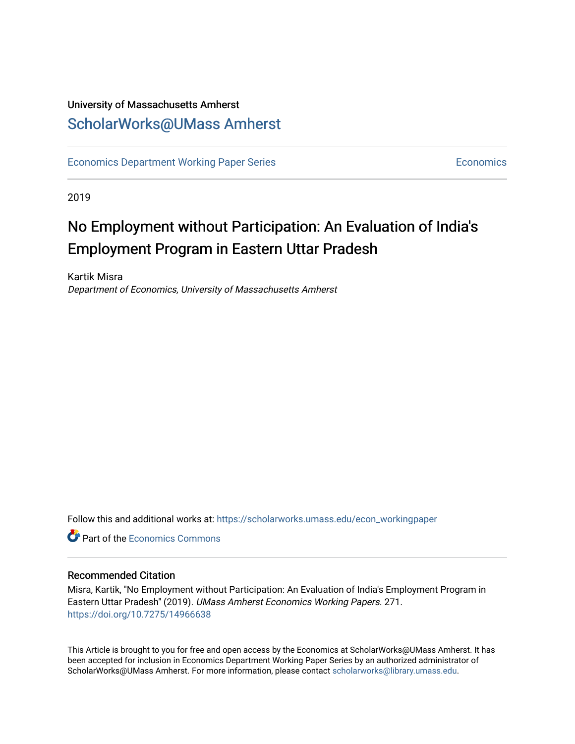University of Massachusetts Amherst

# ScholarWorks@UMass Amherst

Economics Department Working Paper Series | Economics

2019

# No Employment without Participation: An Evaluation of India's Employment Program in Eastern Uttar Pradesh

Kartik Misra
*Department of Economics, University of Massachusetts Amherst*

Follow this and additional works at: https://scholarworks.umass.edu/econ_workingpaper

Part of the Economics Commons

## Recommended Citation

Misra, Kartik, "No Employment without Participation: An Evaluation of India's Employment Program in Eastern Uttar Pradesh" (2019). *UMass Amherst Economics Working Papers*. 271.
https://doi.org/10.7275/14966638

This Article is brought to you for free and open access by the Economics at ScholarWorks@UMass Amherst. It has been accepted for inclusion in Economics Department Working Paper Series by an authorized administrator of ScholarWorks@UMass Amherst. For more information, please contact scholarworks@library.umass.edu.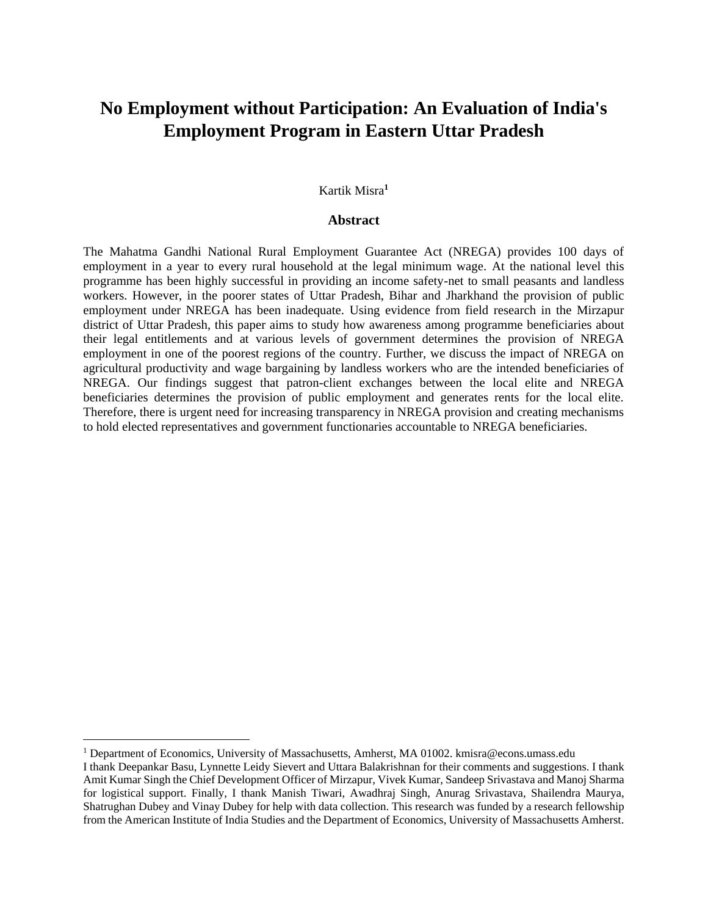# No Employment without Participation: An Evaluation of India's Employment Program in Eastern Uttar Pradesh

Kartik Misra[1]

## Abstract

The Mahatma Gandhi National Rural Employment Guarantee Act (NREGA) provides 100 days of employment in a year to every rural household at the legal minimum wage. At the national level this programme has been highly successful in providing an income safety-net to small peasants and landless workers. However, in the poorer states of Uttar Pradesh, Bihar and Jharkhand the provision of public employment under NREGA has been inadequate. Using evidence from field research in the Mirzapur district of Uttar Pradesh, this paper aims to study how awareness among programme beneficiaries about their legal entitlements and at various levels of government determines the provision of NREGA employment in one of the poorest regions of the country. Further, we discuss the impact of NREGA on agricultural productivity and wage bargaining by landless workers who are the intended beneficiaries of NREGA. Our findings suggest that patron-client exchanges between the local elite and NREGA beneficiaries determines the provision of public employment and generates rents for the local elite. Therefore, there is urgent need for increasing transparency in NREGA provision and creating mechanisms to hold elected representatives and government functionaries accountable to NREGA beneficiaries.

---

[1] Department of Economics, University of Massachusetts, Amherst, MA 01002. kmisra@econs.umass.edu

I thank Deepankar Basu, Lynnette Leidy Sievert and Uttara Balakrishnan for their comments and suggestions. I thank Amit Kumar Singh the Chief Development Officer of Mirzapur, Vivek Kumar, Sandeep Srivastava and Manoj Sharma for logistical support. Finally, I thank Manish Tiwari, Awadhraj Singh, Anurag Srivastava, Shailendra Maurya, Shatrughan Dubey and Vinay Dubey for help with data collection. This research was funded by a research fellowship from the American Institute of India Studies and the Department of Economics, University of Massachusetts Amherst.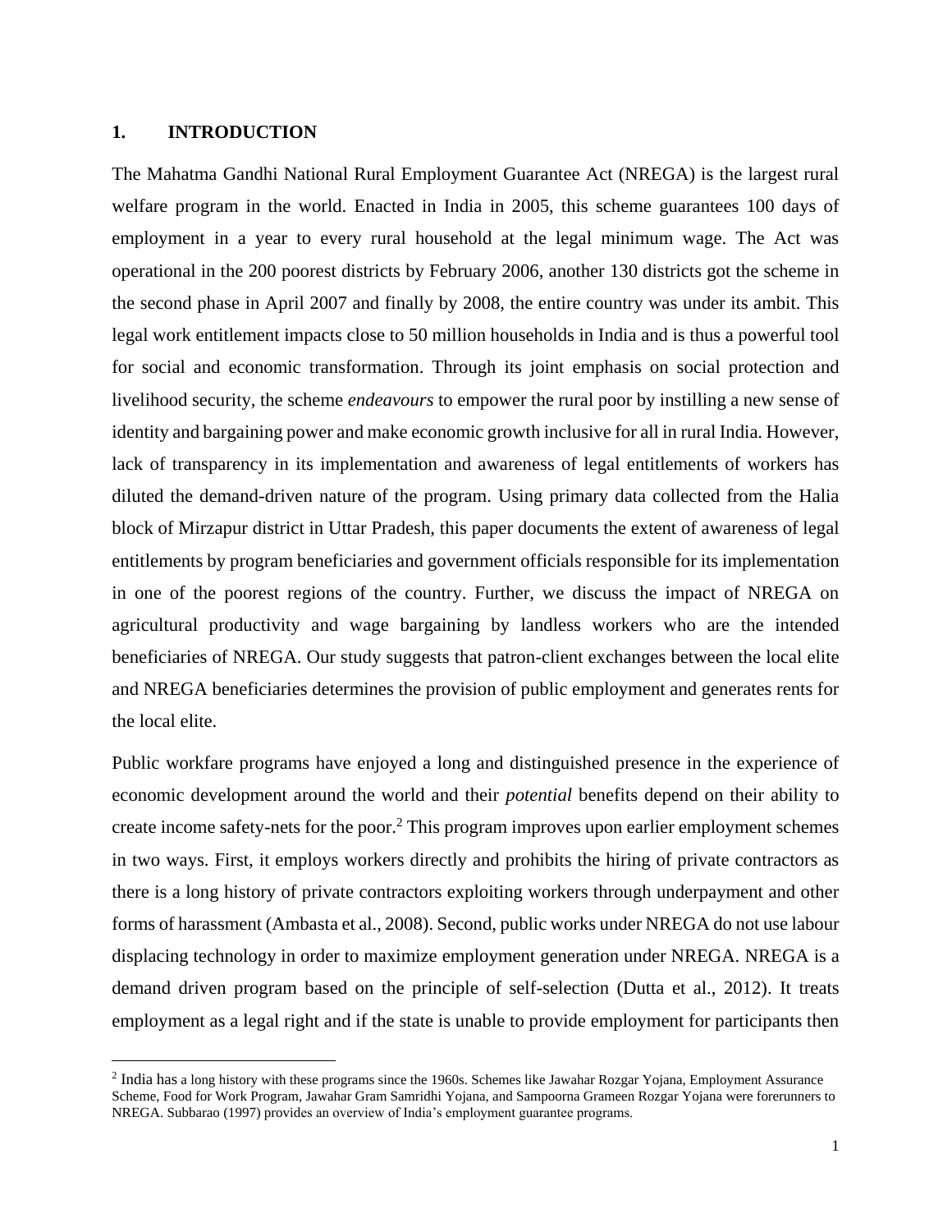## 1. INTRODUCTION

The Mahatma Gandhi National Rural Employment Guarantee Act (NREGA) is the largest rural welfare program in the world. Enacted in India in 2005, this scheme guarantees 100 days of employment in a year to every rural household at the legal minimum wage. The Act was operational in the 200 poorest districts by February 2006, another 130 districts got the scheme in the second phase in April 2007 and finally by 2008, the entire country was under its ambit. This legal work entitlement impacts close to 50 million households in India and is thus a powerful tool for social and economic transformation. Through its joint emphasis on social protection and livelihood security, the scheme *endeavours* to empower the rural poor by instilling a new sense of identity and bargaining power and make economic growth inclusive for all in rural India. However, lack of transparency in its implementation and awareness of legal entitlements of workers has diluted the demand-driven nature of the program. Using primary data collected from the Halia block of Mirzapur district in Uttar Pradesh, this paper documents the extent of awareness of legal entitlements by program beneficiaries and government officials responsible for its implementation in one of the poorest regions of the country. Further, we discuss the impact of NREGA on agricultural productivity and wage bargaining by landless workers who are the intended beneficiaries of NREGA. Our study suggests that patron-client exchanges between the local elite and NREGA beneficiaries determines the provision of public employment and generates rents for the local elite.

Public workfare programs have enjoyed a long and distinguished presence in the experience of economic development around the world and their *potential* benefits depend on their ability to create income safety-nets for the poor.[2] This program improves upon earlier employment schemes in two ways. First, it employs workers directly and prohibits the hiring of private contractors as there is a long history of private contractors exploiting workers through underpayment and other forms of harassment (Ambasta et al., 2008). Second, public works under NREGA do not use labour displacing technology in order to maximize employment generation under NREGA. NREGA is a demand driven program based on the principle of self-selection (Dutta et al., 2012). It treats employment as a legal right and if the state is unable to provide employment for participants then

[2] India has a long history with these programs since the 1960s. Schemes like Jawahar Rozgar Yojana, Employment Assurance Scheme, Food for Work Program, Jawahar Gram Samridhi Yojana, and Sampoorna Grameen Rozgar Yojana were forerunners to NREGA. Subbarao (1997) provides an overview of India's employment guarantee programs.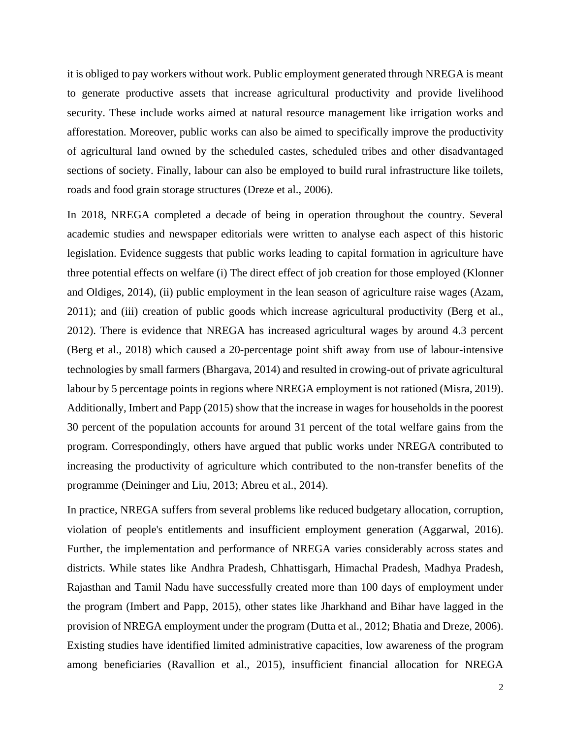it is obliged to pay workers without work. Public employment generated through NREGA is meant to generate productive assets that increase agricultural productivity and provide livelihood security. These include works aimed at natural resource management like irrigation works and afforestation. Moreover, public works can also be aimed to specifically improve the productivity of agricultural land owned by the scheduled castes, scheduled tribes and other disadvantaged sections of society. Finally, labour can also be employed to build rural infrastructure like toilets, roads and food grain storage structures (Dreze et al., 2006).

In 2018, NREGA completed a decade of being in operation throughout the country. Several academic studies and newspaper editorials were written to analyse each aspect of this historic legislation. Evidence suggests that public works leading to capital formation in agriculture have three potential effects on welfare (i) The direct effect of job creation for those employed (Klonner and Oldiges, 2014), (ii) public employment in the lean season of agriculture raise wages (Azam, 2011); and (iii) creation of public goods which increase agricultural productivity (Berg et al., 2012). There is evidence that NREGA has increased agricultural wages by around 4.3 percent (Berg et al., 2018) which caused a 20-percentage point shift away from use of labour-intensive technologies by small farmers (Bhargava, 2014) and resulted in crowing-out of private agricultural labour by 5 percentage points in regions where NREGA employment is not rationed (Misra, 2019). Additionally, Imbert and Papp (2015) show that the increase in wages for households in the poorest 30 percent of the population accounts for around 31 percent of the total welfare gains from the program. Correspondingly, others have argued that public works under NREGA contributed to increasing the productivity of agriculture which contributed to the non-transfer benefits of the programme (Deininger and Liu, 2013; Abreu et al., 2014).

In practice, NREGA suffers from several problems like reduced budgetary allocation, corruption, violation of people's entitlements and insufficient employment generation (Aggarwal, 2016). Further, the implementation and performance of NREGA varies considerably across states and districts. While states like Andhra Pradesh, Chhattisgarh, Himachal Pradesh, Madhya Pradesh, Rajasthan and Tamil Nadu have successfully created more than 100 days of employment under the program (Imbert and Papp, 2015), other states like Jharkhand and Bihar have lagged in the provision of NREGA employment under the program (Dutta et al., 2012; Bhatia and Dreze, 2006). Existing studies have identified limited administrative capacities, low awareness of the program among beneficiaries (Ravallion et al., 2015), insufficient financial allocation for NREGA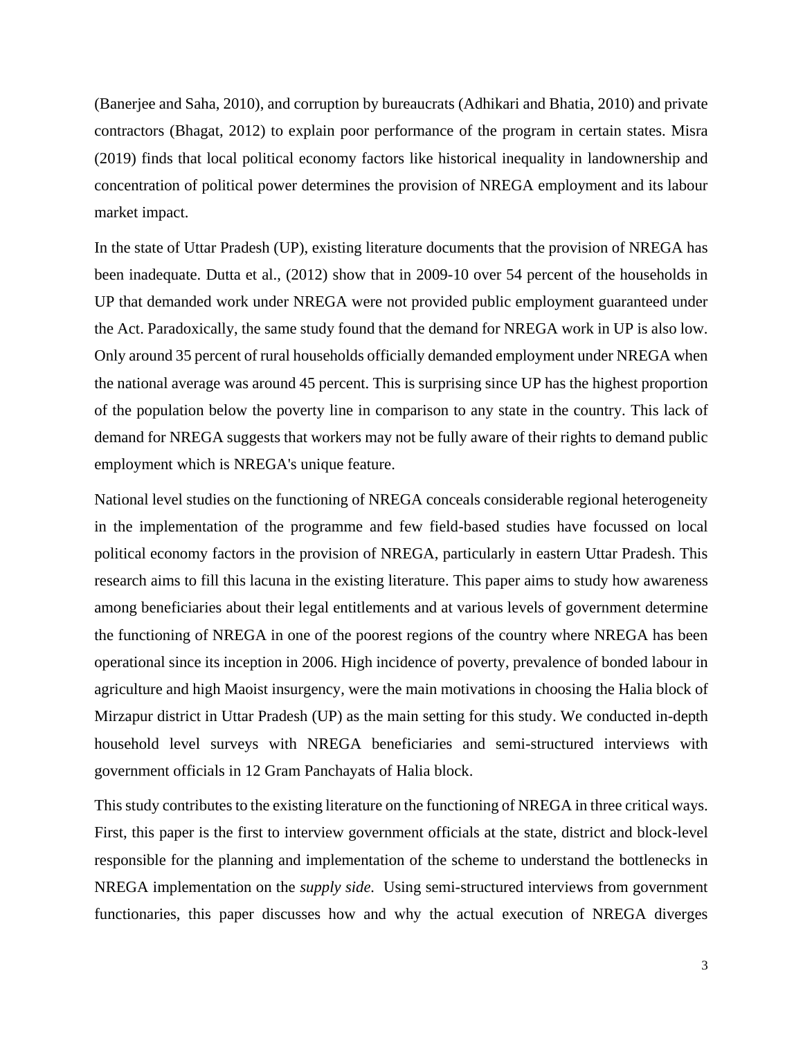(Banerjee and Saha, 2010), and corruption by bureaucrats (Adhikari and Bhatia, 2010) and private contractors (Bhagat, 2012) to explain poor performance of the program in certain states. Misra (2019) finds that local political economy factors like historical inequality in landownership and concentration of political power determines the provision of NREGA employment and its labour market impact.

In the state of Uttar Pradesh (UP), existing literature documents that the provision of NREGA has been inadequate. Dutta et al., (2012) show that in 2009-10 over 54 percent of the households in UP that demanded work under NREGA were not provided public employment guaranteed under the Act. Paradoxically, the same study found that the demand for NREGA work in UP is also low. Only around 35 percent of rural households officially demanded employment under NREGA when the national average was around 45 percent. This is surprising since UP has the highest proportion of the population below the poverty line in comparison to any state in the country. This lack of demand for NREGA suggests that workers may not be fully aware of their rights to demand public employment which is NREGA's unique feature.

National level studies on the functioning of NREGA conceals considerable regional heterogeneity in the implementation of the programme and few field-based studies have focussed on local political economy factors in the provision of NREGA, particularly in eastern Uttar Pradesh. This research aims to fill this lacuna in the existing literature. This paper aims to study how awareness among beneficiaries about their legal entitlements and at various levels of government determine the functioning of NREGA in one of the poorest regions of the country where NREGA has been operational since its inception in 2006. High incidence of poverty, prevalence of bonded labour in agriculture and high Maoist insurgency, were the main motivations in choosing the Halia block of Mirzapur district in Uttar Pradesh (UP) as the main setting for this study. We conducted in-depth household level surveys with NREGA beneficiaries and semi-structured interviews with government officials in 12 Gram Panchayats of Halia block.

This study contributes to the existing literature on the functioning of NREGA in three critical ways. First, this paper is the first to interview government officials at the state, district and block-level responsible for the planning and implementation of the scheme to understand the bottlenecks in NREGA implementation on the *supply side.* Using semi-structured interviews from government functionaries, this paper discusses how and why the actual execution of NREGA diverges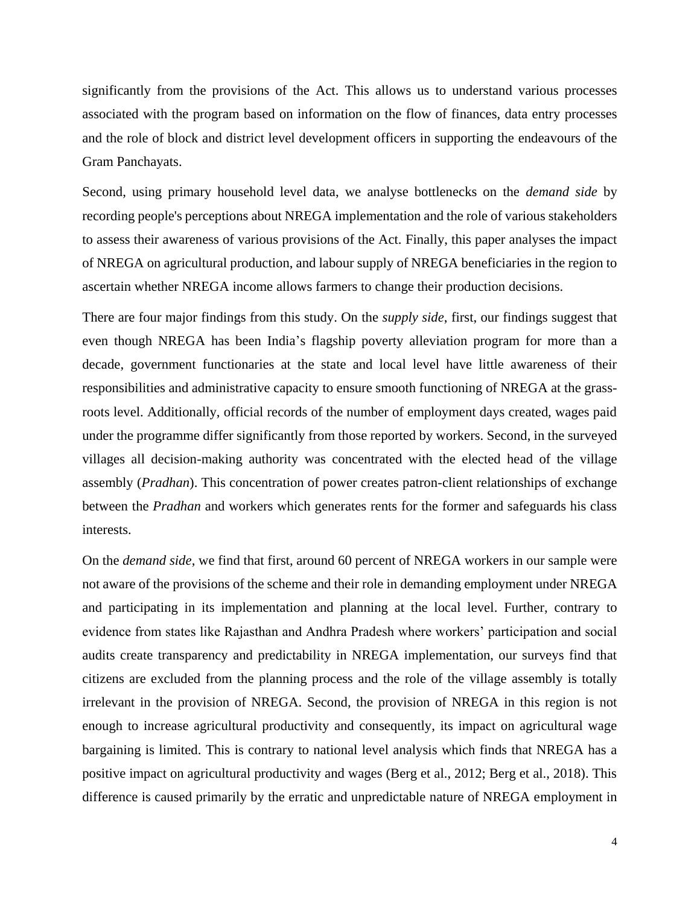significantly from the provisions of the Act. This allows us to understand various processes associated with the program based on information on the flow of finances, data entry processes and the role of block and district level development officers in supporting the endeavours of the Gram Panchayats.

Second, using primary household level data, we analyse bottlenecks on the *demand side* by recording people's perceptions about NREGA implementation and the role of various stakeholders to assess their awareness of various provisions of the Act. Finally, this paper analyses the impact of NREGA on agricultural production, and labour supply of NREGA beneficiaries in the region to ascertain whether NREGA income allows farmers to change their production decisions.

There are four major findings from this study. On the *supply side*, first, our findings suggest that even though NREGA has been India's flagship poverty alleviation program for more than a decade, government functionaries at the state and local level have little awareness of their responsibilities and administrative capacity to ensure smooth functioning of NREGA at the grass-roots level. Additionally, official records of the number of employment days created, wages paid under the programme differ significantly from those reported by workers. Second, in the surveyed villages all decision-making authority was concentrated with the elected head of the village assembly (*Pradhan*). This concentration of power creates patron-client relationships of exchange between the *Pradhan* and workers which generates rents for the former and safeguards his class interests.

On the *demand side*, we find that first, around 60 percent of NREGA workers in our sample were not aware of the provisions of the scheme and their role in demanding employment under NREGA and participating in its implementation and planning at the local level. Further, contrary to evidence from states like Rajasthan and Andhra Pradesh where workers' participation and social audits create transparency and predictability in NREGA implementation, our surveys find that citizens are excluded from the planning process and the role of the village assembly is totally irrelevant in the provision of NREGA. Second, the provision of NREGA in this region is not enough to increase agricultural productivity and consequently, its impact on agricultural wage bargaining is limited. This is contrary to national level analysis which finds that NREGA has a positive impact on agricultural productivity and wages (Berg et al., 2012; Berg et al., 2018). This difference is caused primarily by the erratic and unpredictable nature of NREGA employment in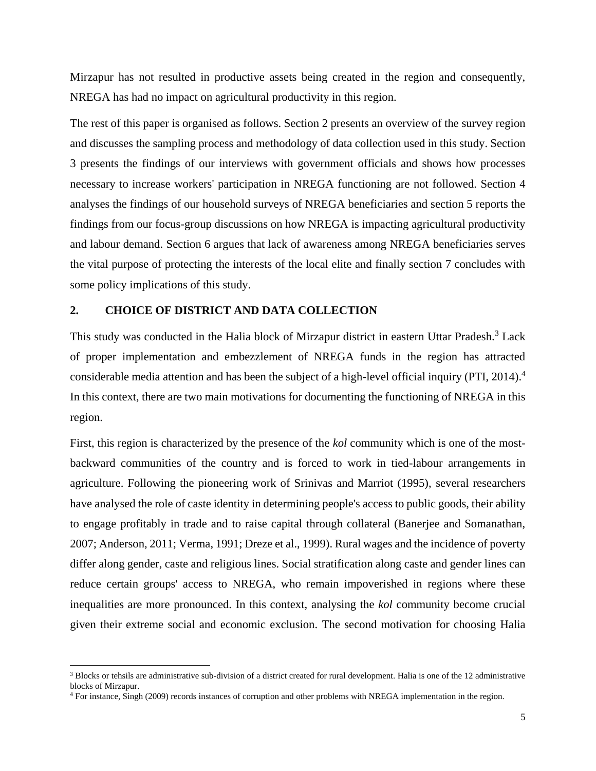Mirzapur has not resulted in productive assets being created in the region and consequently, NREGA has had no impact on agricultural productivity in this region.

The rest of this paper is organised as follows. Section 2 presents an overview of the survey region and discusses the sampling process and methodology of data collection used in this study. Section 3 presents the findings of our interviews with government officials and shows how processes necessary to increase workers' participation in NREGA functioning are not followed. Section 4 analyses the findings of our household surveys of NREGA beneficiaries and section 5 reports the findings from our focus-group discussions on how NREGA is impacting agricultural productivity and labour demand. Section 6 argues that lack of awareness among NREGA beneficiaries serves the vital purpose of protecting the interests of the local elite and finally section 7 concludes with some policy implications of this study.

## 2. CHOICE OF DISTRICT AND DATA COLLECTION

This study was conducted in the Halia block of Mirzapur district in eastern Uttar Pradesh.[3] Lack of proper implementation and embezzlement of NREGA funds in the region has attracted considerable media attention and has been the subject of a high-level official inquiry (PTI, 2014).[4] In this context, there are two main motivations for documenting the functioning of NREGA in this region.

First, this region is characterized by the presence of the *kol* community which is one of the most-backward communities of the country and is forced to work in tied-labour arrangements in agriculture. Following the pioneering work of Srinivas and Marriot (1995), several researchers have analysed the role of caste identity in determining people's access to public goods, their ability to engage profitably in trade and to raise capital through collateral (Banerjee and Somanathan, 2007; Anderson, 2011; Verma, 1991; Dreze et al., 1999). Rural wages and the incidence of poverty differ along gender, caste and religious lines. Social stratification along caste and gender lines can reduce certain groups' access to NREGA, who remain impoverished in regions where these inequalities are more pronounced. In this context, analysing the *kol* community become crucial given their extreme social and economic exclusion. The second motivation for choosing Halia

[3] Blocks or tehsils are administrative sub-division of a district created for rural development. Halia is one of the 12 administrative blocks of Mirzapur.

[4] For instance, Singh (2009) records instances of corruption and other problems with NREGA implementation in the region.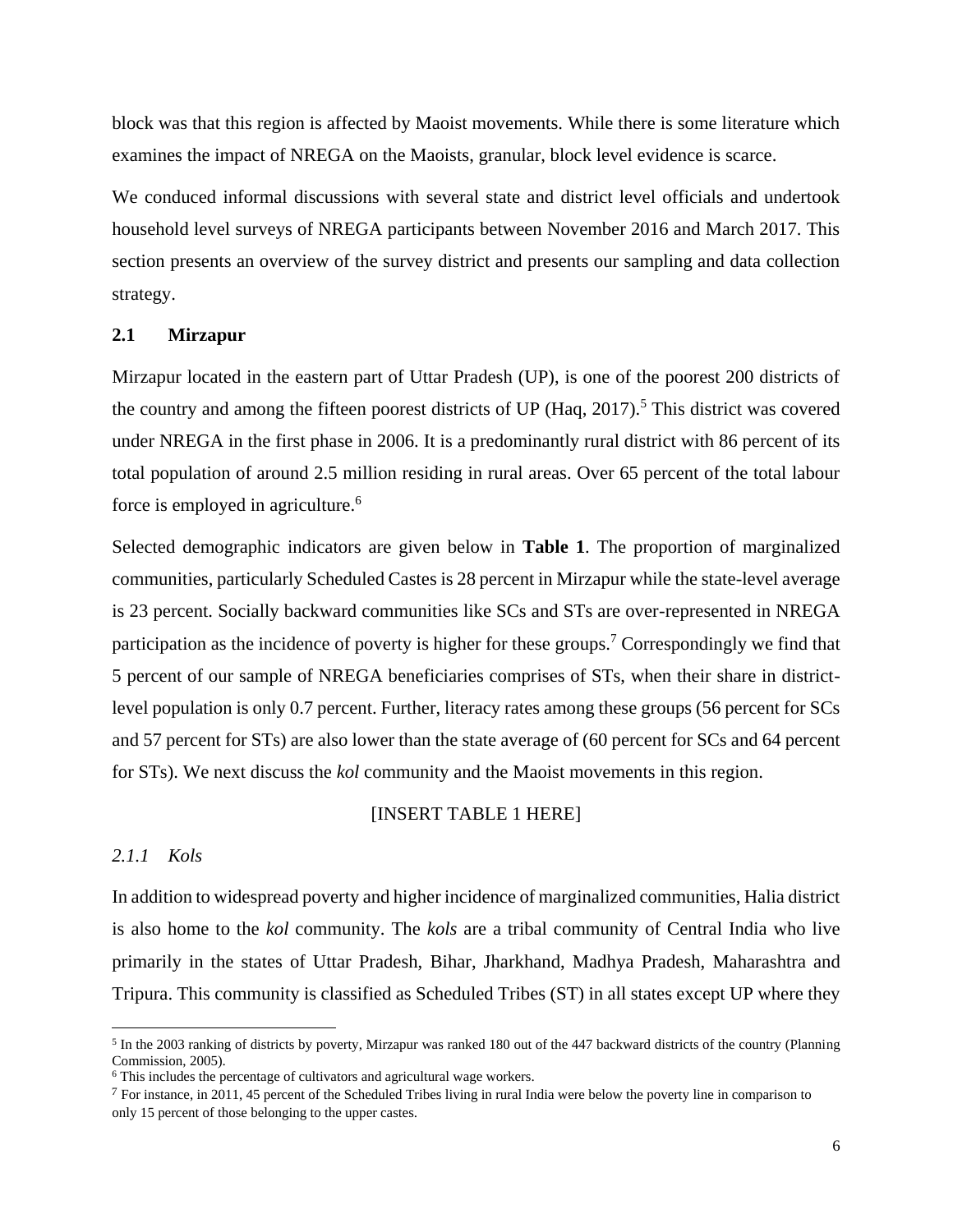block was that this region is affected by Maoist movements. While there is some literature which examines the impact of NREGA on the Maoists, granular, block level evidence is scarce.

We conduced informal discussions with several state and district level officials and undertook household level surveys of NREGA participants between November 2016 and March 2017. This section presents an overview of the survey district and presents our sampling and data collection strategy.

### 2.1 Mirzapur

Mirzapur located in the eastern part of Uttar Pradesh (UP), is one of the poorest 200 districts of the country and among the fifteen poorest districts of UP (Haq, 2017).[5] This district was covered under NREGA in the first phase in 2006. It is a predominantly rural district with 86 percent of its total population of around 2.5 million residing in rural areas. Over 65 percent of the total labour force is employed in agriculture.[6]

Selected demographic indicators are given below in **Table 1**. The proportion of marginalized communities, particularly Scheduled Castes is 28 percent in Mirzapur while the state-level average is 23 percent. Socially backward communities like SCs and STs are over-represented in NREGA participation as the incidence of poverty is higher for these groups.[7] Correspondingly we find that 5 percent of our sample of NREGA beneficiaries comprises of STs, when their share in district-level population is only 0.7 percent. Further, literacy rates among these groups (56 percent for SCs and 57 percent for STs) are also lower than the state average of (60 percent for SCs and 64 percent for STs). We next discuss the *kol* community and the Maoist movements in this region.

[INSERT TABLE 1 HERE]

#### *2.1.1 Kols*

In addition to widespread poverty and higher incidence of marginalized communities, Halia district is also home to the *kol* community. The *kols* are a tribal community of Central India who live primarily in the states of Uttar Pradesh, Bihar, Jharkhand, Madhya Pradesh, Maharashtra and Tripura. This community is classified as Scheduled Tribes (ST) in all states except UP where they

---

[5] In the 2003 ranking of districts by poverty, Mirzapur was ranked 180 out of the 447 backward districts of the country (Planning Commission, 2005).

[6] This includes the percentage of cultivators and agricultural wage workers.

[7] For instance, in 2011, 45 percent of the Scheduled Tribes living in rural India were below the poverty line in comparison to only 15 percent of those belonging to the upper castes.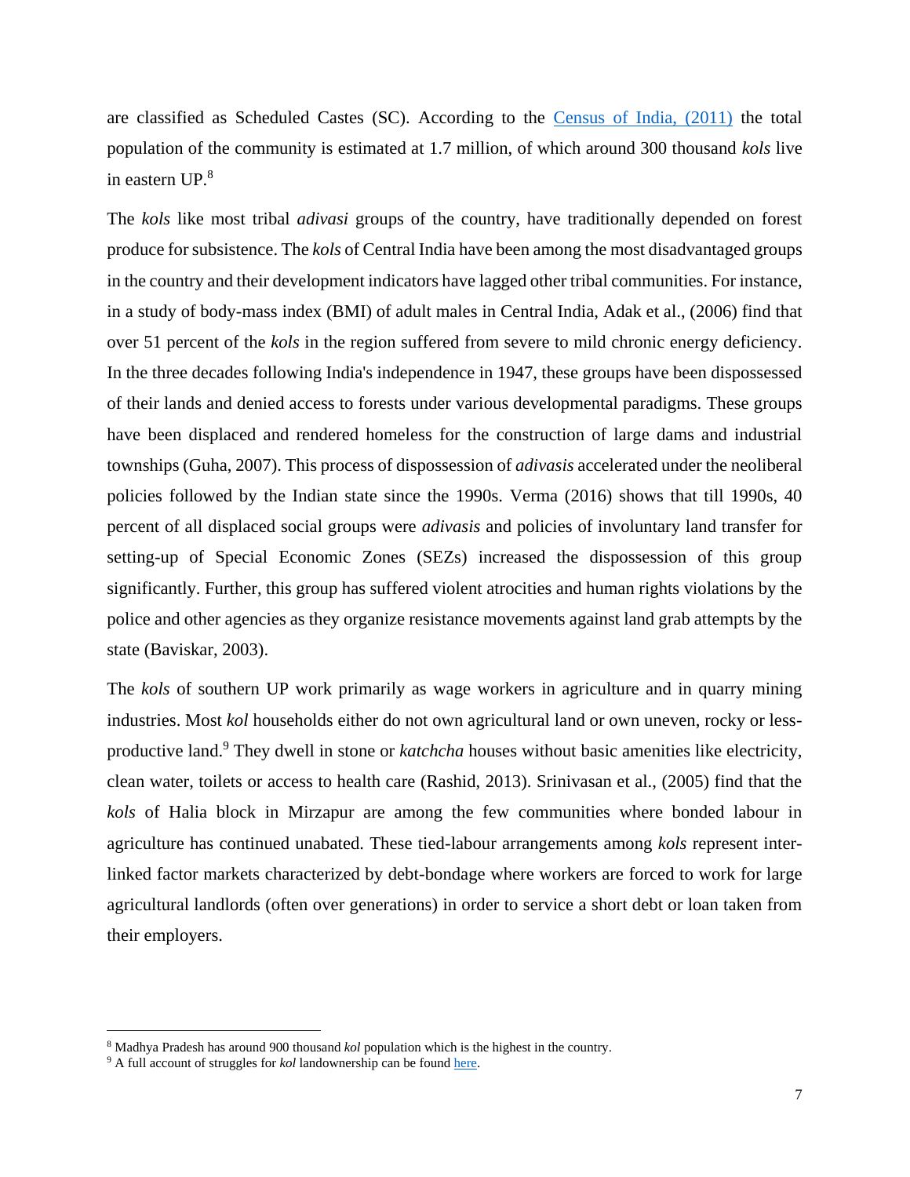are classified as Scheduled Castes (SC). According to the [Census of India, (2011)]() the total population of the community is estimated at 1.7 million, of which around 300 thousand *kols* live in eastern UP.[8]

The *kols* like most tribal *adivasi* groups of the country, have traditionally depended on forest produce for subsistence. The *kols* of Central India have been among the most disadvantaged groups in the country and their development indicators have lagged other tribal communities. For instance, in a study of body-mass index (BMI) of adult males in Central India, Adak et al., (2006) find that over 51 percent of the *kols* in the region suffered from severe to mild chronic energy deficiency. In the three decades following India's independence in 1947, these groups have been dispossessed of their lands and denied access to forests under various developmental paradigms. These groups have been displaced and rendered homeless for the construction of large dams and industrial townships (Guha, 2007). This process of dispossession of *adivasis* accelerated under the neoliberal policies followed by the Indian state since the 1990s. Verma (2016) shows that till 1990s, 40 percent of all displaced social groups were *adivasis* and policies of involuntary land transfer for setting-up of Special Economic Zones (SEZs) increased the dispossession of this group significantly. Further, this group has suffered violent atrocities and human rights violations by the police and other agencies as they organize resistance movements against land grab attempts by the state (Baviskar, 2003).

The *kols* of southern UP work primarily as wage workers in agriculture and in quarry mining industries. Most *kol* households either do not own agricultural land or own uneven, rocky or less-productive land.[9] They dwell in stone or *katchcha* houses without basic amenities like electricity, clean water, toilets or access to health care (Rashid, 2013). Srinivasan et al., (2005) find that the *kols* of Halia block in Mirzapur are among the few communities where bonded labour in agriculture has continued unabated. These tied-labour arrangements among *kols* represent inter-linked factor markets characterized by debt-bondage where workers are forced to work for large agricultural landlords (often over generations) in order to service a short debt or loan taken from their employers.

---

[8] Madhya Pradesh has around 900 thousand *kol* population which is the highest in the country.

[9] A full account of struggles for *kol* landownership can be found [here]().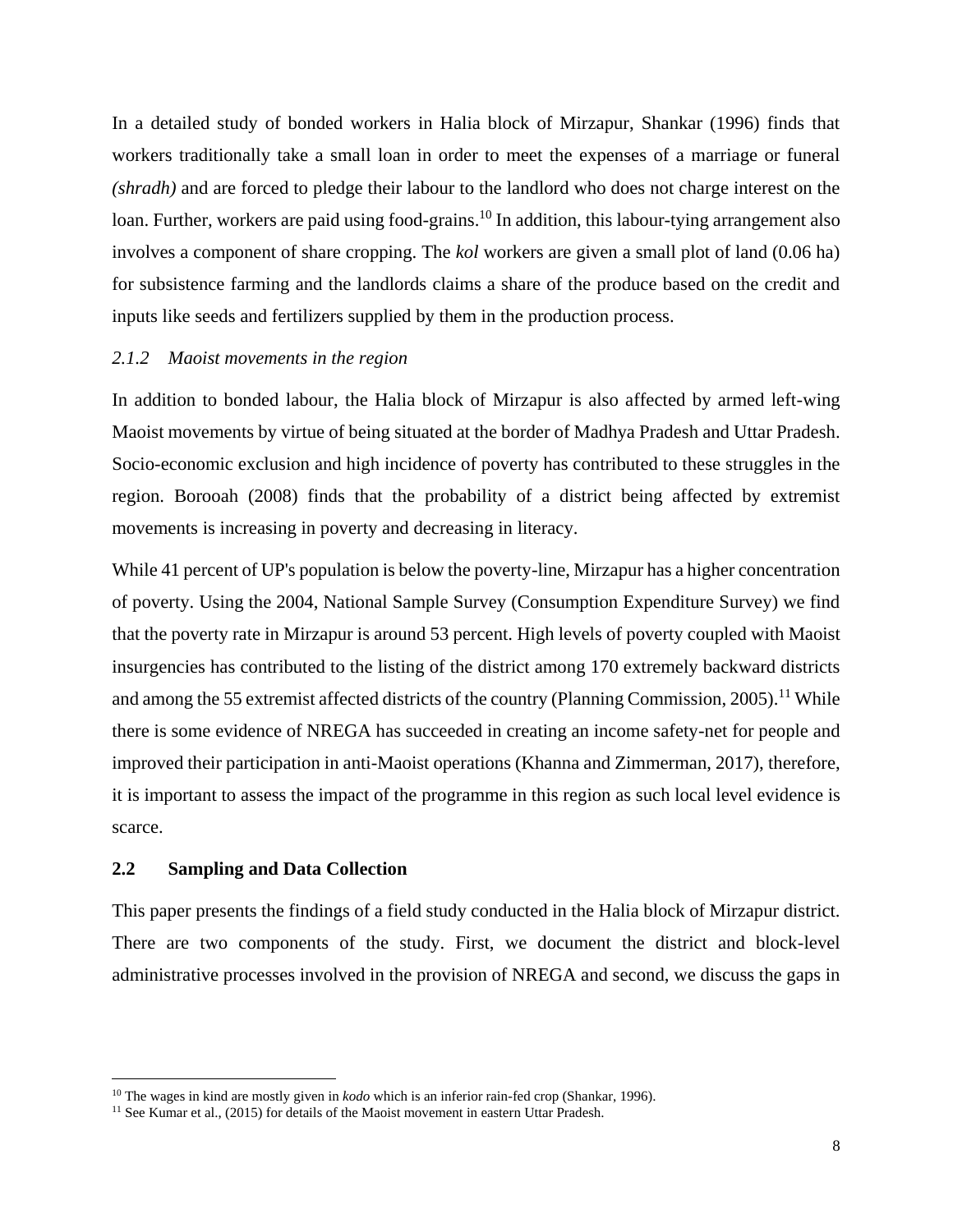In a detailed study of bonded workers in Halia block of Mirzapur, Shankar (1996) finds that workers traditionally take a small loan in order to meet the expenses of a marriage or funeral *(shradh)* and are forced to pledge their labour to the landlord who does not charge interest on the loan. Further, workers are paid using food-grains.[10] In addition, this labour-tying arrangement also involves a component of share cropping. The *kol* workers are given a small plot of land (0.06 ha) for subsistence farming and the landlords claims a share of the produce based on the credit and inputs like seeds and fertilizers supplied by them in the production process.

### *2.1.2 Maoist movements in the region*

In addition to bonded labour, the Halia block of Mirzapur is also affected by armed left-wing Maoist movements by virtue of being situated at the border of Madhya Pradesh and Uttar Pradesh. Socio-economic exclusion and high incidence of poverty has contributed to these struggles in the region. Borooah (2008) finds that the probability of a district being affected by extremist movements is increasing in poverty and decreasing in literacy.

While 41 percent of UP's population is below the poverty-line, Mirzapur has a higher concentration of poverty. Using the 2004, National Sample Survey (Consumption Expenditure Survey) we find that the poverty rate in Mirzapur is around 53 percent. High levels of poverty coupled with Maoist insurgencies has contributed to the listing of the district among 170 extremely backward districts and among the 55 extremist affected districts of the country (Planning Commission, 2005).[11] While there is some evidence of NREGA has succeeded in creating an income safety-net for people and improved their participation in anti-Maoist operations (Khanna and Zimmerman, 2017), therefore, it is important to assess the impact of the programme in this region as such local level evidence is scarce.

## 2.2 Sampling and Data Collection

This paper presents the findings of a field study conducted in the Halia block of Mirzapur district. There are two components of the study. First, we document the district and block-level administrative processes involved in the provision of NREGA and second, we discuss the gaps in

[10] The wages in kind are mostly given in *kodo* which is an inferior rain-fed crop (Shankar, 1996).

[11] See Kumar et al., (2015) for details of the Maoist movement in eastern Uttar Pradesh.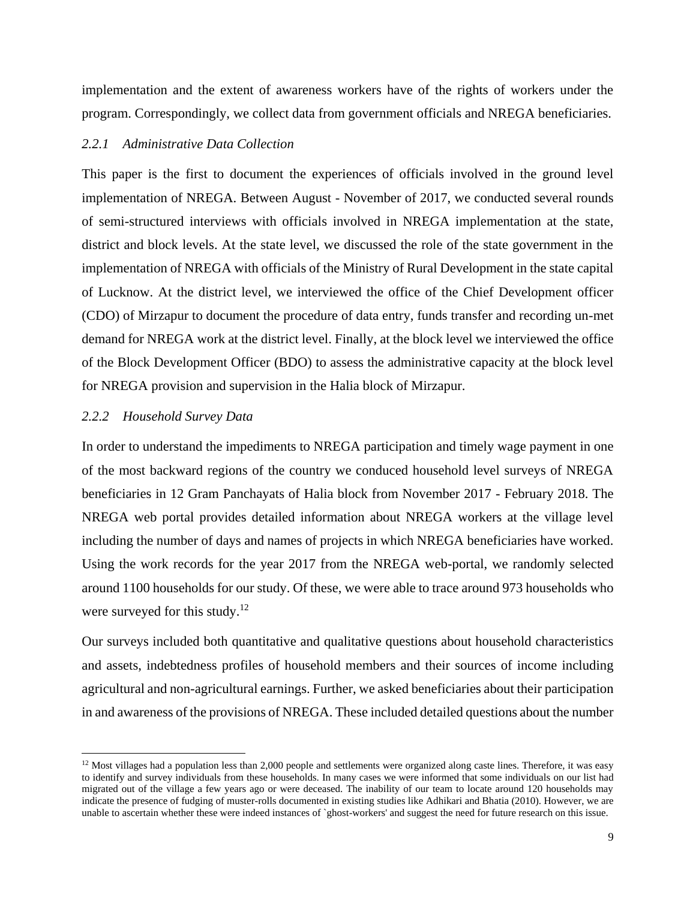implementation and the extent of awareness workers have of the rights of workers under the program. Correspondingly, we collect data from government officials and NREGA beneficiaries.

### *2.2.1 Administrative Data Collection*

This paper is the first to document the experiences of officials involved in the ground level implementation of NREGA. Between August - November of 2017, we conducted several rounds of semi-structured interviews with officials involved in NREGA implementation at the state, district and block levels. At the state level, we discussed the role of the state government in the implementation of NREGA with officials of the Ministry of Rural Development in the state capital of Lucknow. At the district level, we interviewed the office of the Chief Development officer (CDO) of Mirzapur to document the procedure of data entry, funds transfer and recording un-met demand for NREGA work at the district level. Finally, at the block level we interviewed the office of the Block Development Officer (BDO) to assess the administrative capacity at the block level for NREGA provision and supervision in the Halia block of Mirzapur.

### *2.2.2 Household Survey Data*

In order to understand the impediments to NREGA participation and timely wage payment in one of the most backward regions of the country we conduced household level surveys of NREGA beneficiaries in 12 Gram Panchayats of Halia block from November 2017 - February 2018. The NREGA web portal provides detailed information about NREGA workers at the village level including the number of days and names of projects in which NREGA beneficiaries have worked. Using the work records for the year 2017 from the NREGA web-portal, we randomly selected around 1100 households for our study. Of these, we were able to trace around 973 households who were surveyed for this study.[12]

Our surveys included both quantitative and qualitative questions about household characteristics and assets, indebtedness profiles of household members and their sources of income including agricultural and non-agricultural earnings. Further, we asked beneficiaries about their participation in and awareness of the provisions of NREGA. These included detailed questions about the number

---

[12] Most villages had a population less than 2,000 people and settlements were organized along caste lines. Therefore, it was easy to identify and survey individuals from these households. In many cases we were informed that some individuals on our list had migrated out of the village a few years ago or were deceased. The inability of our team to locate around 120 households may indicate the presence of fudging of muster-rolls documented in existing studies like Adhikari and Bhatia (2010). However, we are unable to ascertain whether these were indeed instances of `ghost-workers' and suggest the need for future research on this issue.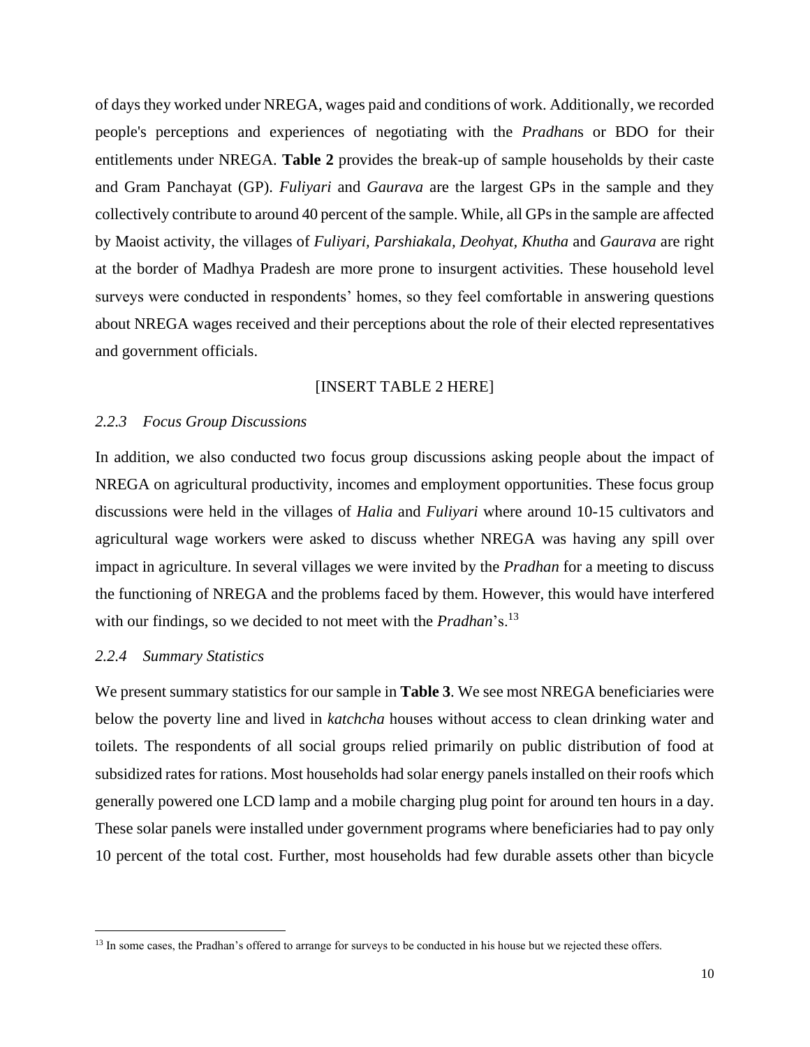of days they worked under NREGA, wages paid and conditions of work. Additionally, we recorded people's perceptions and experiences of negotiating with the *Pradhan*s or BDO for their entitlements under NREGA. **Table 2** provides the break-up of sample households by their caste and Gram Panchayat (GP). *Fuliyari* and *Gaurava* are the largest GPs in the sample and they collectively contribute to around 40 percent of the sample. While, all GPs in the sample are affected by Maoist activity, the villages of *Fuliyari, Parshiakala, Deohyat, Khutha* and *Gaurava* are right at the border of Madhya Pradesh are more prone to insurgent activities. These household level surveys were conducted in respondents' homes, so they feel comfortable in answering questions about NREGA wages received and their perceptions about the role of their elected representatives and government officials.

[INSERT TABLE 2 HERE]

### *2.2.3 Focus Group Discussions*

In addition, we also conducted two focus group discussions asking people about the impact of NREGA on agricultural productivity, incomes and employment opportunities. These focus group discussions were held in the villages of *Halia* and *Fuliyari* where around 10-15 cultivators and agricultural wage workers were asked to discuss whether NREGA was having any spill over impact in agriculture. In several villages we were invited by the *Pradhan* for a meeting to discuss the functioning of NREGA and the problems faced by them. However, this would have interfered with our findings, so we decided to not meet with the *Pradhan*'s.[13]

### *2.2.4 Summary Statistics*

We present summary statistics for our sample in **Table 3**. We see most NREGA beneficiaries were below the poverty line and lived in *katchcha* houses without access to clean drinking water and toilets. The respondents of all social groups relied primarily on public distribution of food at subsidized rates for rations. Most households had solar energy panels installed on their roofs which generally powered one LCD lamp and a mobile charging plug point for around ten hours in a day. These solar panels were installed under government programs where beneficiaries had to pay only 10 percent of the total cost. Further, most households had few durable assets other than bicycle

[13] In some cases, the Pradhan's offered to arrange for surveys to be conducted in his house but we rejected these offers.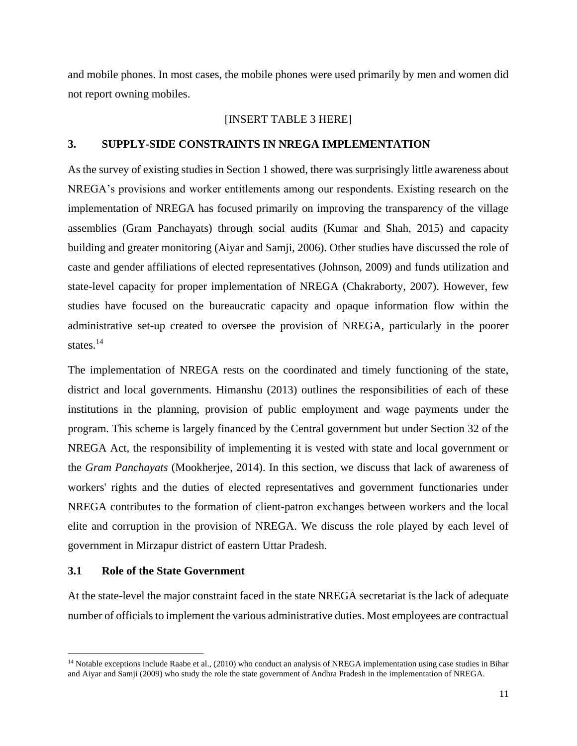and mobile phones. In most cases, the mobile phones were used primarily by men and women did not report owning mobiles.

[INSERT TABLE 3 HERE]

## 3. SUPPLY-SIDE CONSTRAINTS IN NREGA IMPLEMENTATION

As the survey of existing studies in Section 1 showed, there was surprisingly little awareness about NREGA's provisions and worker entitlements among our respondents. Existing research on the implementation of NREGA has focused primarily on improving the transparency of the village assemblies (Gram Panchayats) through social audits (Kumar and Shah, 2015) and capacity building and greater monitoring (Aiyar and Samji, 2006). Other studies have discussed the role of caste and gender affiliations of elected representatives (Johnson, 2009) and funds utilization and state-level capacity for proper implementation of NREGA (Chakraborty, 2007). However, few studies have focused on the bureaucratic capacity and opaque information flow within the administrative set-up created to oversee the provision of NREGA, particularly in the poorer states.[14]

The implementation of NREGA rests on the coordinated and timely functioning of the state, district and local governments. Himanshu (2013) outlines the responsibilities of each of these institutions in the planning, provision of public employment and wage payments under the program. This scheme is largely financed by the Central government but under Section 32 of the NREGA Act, the responsibility of implementing it is vested with state and local government or the *Gram Panchayats* (Mookherjee, 2014). In this section, we discuss that lack of awareness of workers' rights and the duties of elected representatives and government functionaries under NREGA contributes to the formation of client-patron exchanges between workers and the local elite and corruption in the provision of NREGA. We discuss the role played by each level of government in Mirzapur district of eastern Uttar Pradesh.

### 3.1 Role of the State Government

At the state-level the major constraint faced in the state NREGA secretariat is the lack of adequate number of officials to implement the various administrative duties. Most employees are contractual

[14] Notable exceptions include Raabe et al., (2010) who conduct an analysis of NREGA implementation using case studies in Bihar and Aiyar and Samji (2009) who study the role the state government of Andhra Pradesh in the implementation of NREGA.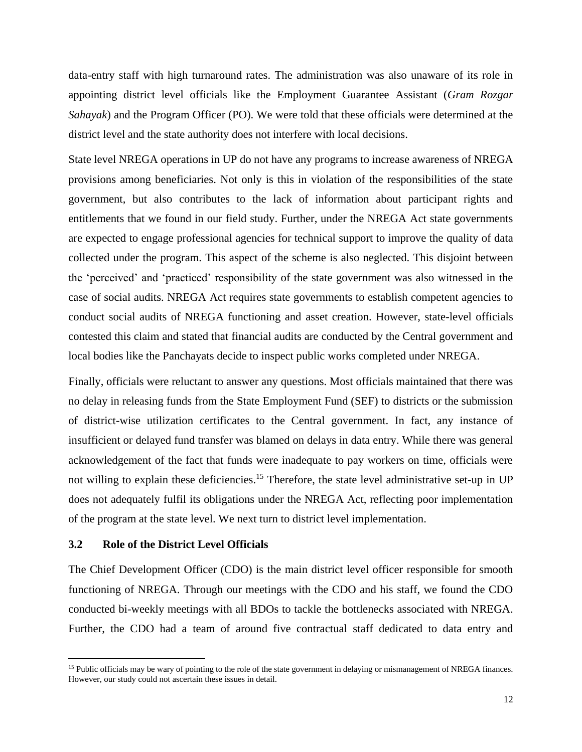data-entry staff with high turnaround rates. The administration was also unaware of its role in appointing district level officials like the Employment Guarantee Assistant (*Gram Rozgar Sahayak*) and the Program Officer (PO). We were told that these officials were determined at the district level and the state authority does not interfere with local decisions.

State level NREGA operations in UP do not have any programs to increase awareness of NREGA provisions among beneficiaries. Not only is this in violation of the responsibilities of the state government, but also contributes to the lack of information about participant rights and entitlements that we found in our field study. Further, under the NREGA Act state governments are expected to engage professional agencies for technical support to improve the quality of data collected under the program. This aspect of the scheme is also neglected. This disjoint between the 'perceived' and 'practiced' responsibility of the state government was also witnessed in the case of social audits. NREGA Act requires state governments to establish competent agencies to conduct social audits of NREGA functioning and asset creation. However, state-level officials contested this claim and stated that financial audits are conducted by the Central government and local bodies like the Panchayats decide to inspect public works completed under NREGA.

Finally, officials were reluctant to answer any questions. Most officials maintained that there was no delay in releasing funds from the State Employment Fund (SEF) to districts or the submission of district-wise utilization certificates to the Central government. In fact, any instance of insufficient or delayed fund transfer was blamed on delays in data entry. While there was general acknowledgement of the fact that funds were inadequate to pay workers on time, officials were not willing to explain these deficiencies.[15] Therefore, the state level administrative set-up in UP does not adequately fulfil its obligations under the NREGA Act, reflecting poor implementation of the program at the state level. We next turn to district level implementation.

### 3.2 Role of the District Level Officials

The Chief Development Officer (CDO) is the main district level officer responsible for smooth functioning of NREGA. Through our meetings with the CDO and his staff, we found the CDO conducted bi-weekly meetings with all BDOs to tackle the bottlenecks associated with NREGA. Further, the CDO had a team of around five contractual staff dedicated to data entry and

[15] Public officials may be wary of pointing to the role of the state government in delaying or mismanagement of NREGA finances. However, our study could not ascertain these issues in detail.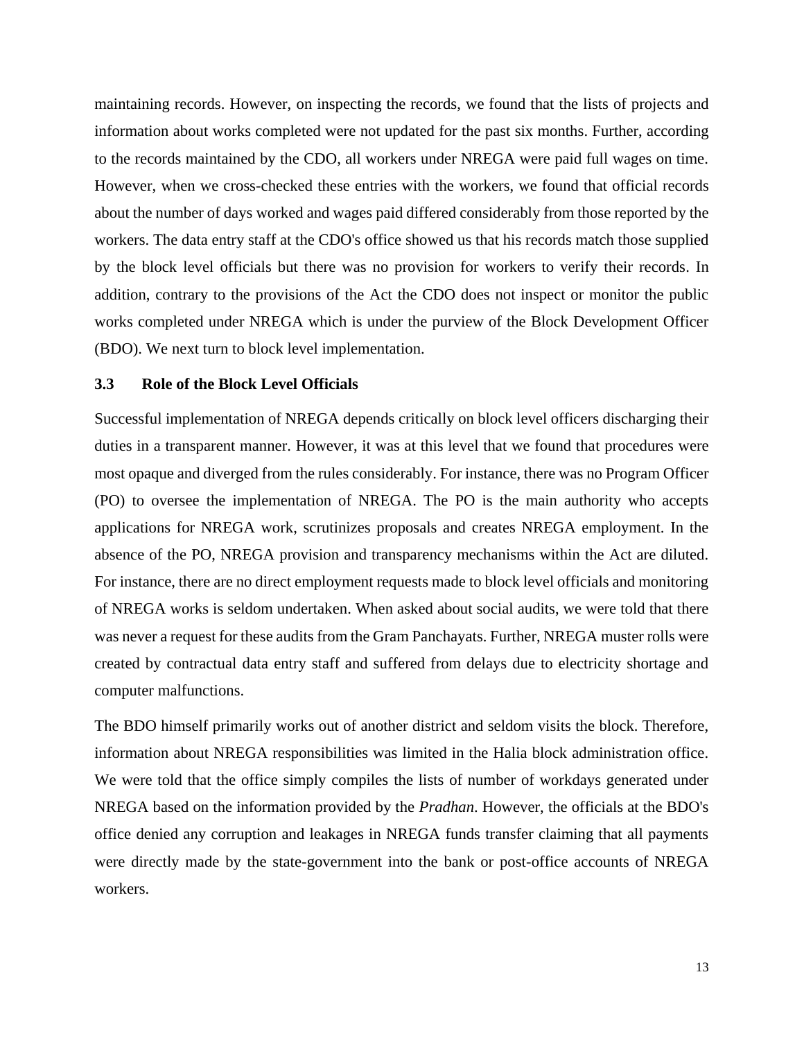maintaining records. However, on inspecting the records, we found that the lists of projects and information about works completed were not updated for the past six months. Further, according to the records maintained by the CDO, all workers under NREGA were paid full wages on time. However, when we cross-checked these entries with the workers, we found that official records about the number of days worked and wages paid differed considerably from those reported by the workers. The data entry staff at the CDO's office showed us that his records match those supplied by the block level officials but there was no provision for workers to verify their records. In addition, contrary to the provisions of the Act the CDO does not inspect or monitor the public works completed under NREGA which is under the purview of the Block Development Officer (BDO). We next turn to block level implementation.

### 3.3 Role of the Block Level Officials

Successful implementation of NREGA depends critically on block level officers discharging their duties in a transparent manner. However, it was at this level that we found that procedures were most opaque and diverged from the rules considerably. For instance, there was no Program Officer (PO) to oversee the implementation of NREGA. The PO is the main authority who accepts applications for NREGA work, scrutinizes proposals and creates NREGA employment. In the absence of the PO, NREGA provision and transparency mechanisms within the Act are diluted. For instance, there are no direct employment requests made to block level officials and monitoring of NREGA works is seldom undertaken. When asked about social audits, we were told that there was never a request for these audits from the Gram Panchayats. Further, NREGA muster rolls were created by contractual data entry staff and suffered from delays due to electricity shortage and computer malfunctions.

The BDO himself primarily works out of another district and seldom visits the block. Therefore, information about NREGA responsibilities was limited in the Halia block administration office. We were told that the office simply compiles the lists of number of workdays generated under NREGA based on the information provided by the *Pradhan*. However, the officials at the BDO's office denied any corruption and leakages in NREGA funds transfer claiming that all payments were directly made by the state-government into the bank or post-office accounts of NREGA workers.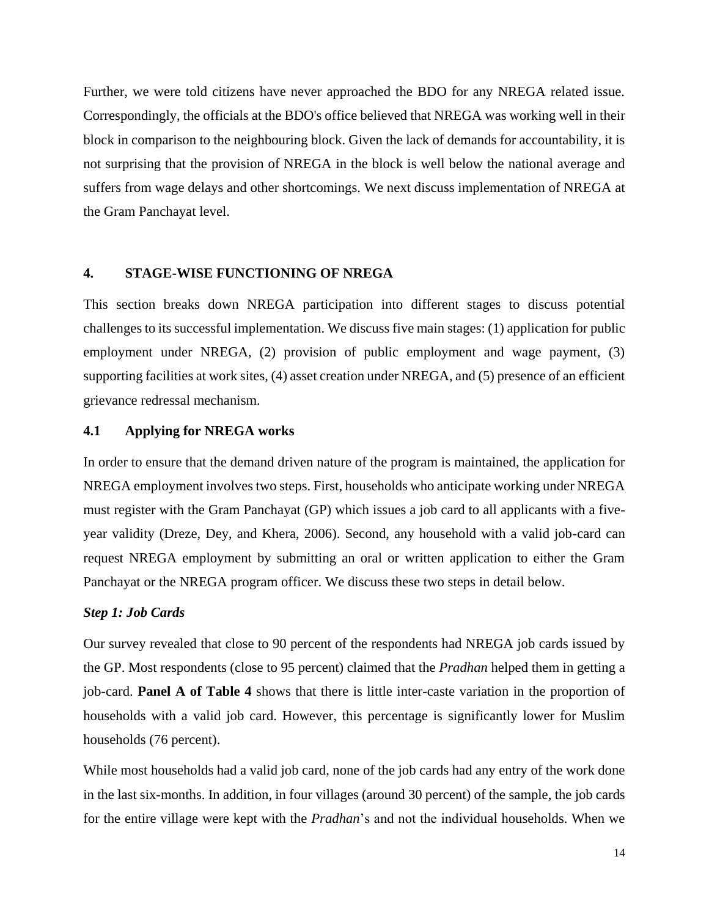Further, we were told citizens have never approached the BDO for any NREGA related issue. Correspondingly, the officials at the BDO's office believed that NREGA was working well in their block in comparison to the neighbouring block. Given the lack of demands for accountability, it is not surprising that the provision of NREGA in the block is well below the national average and suffers from wage delays and other shortcomings. We next discuss implementation of NREGA at the Gram Panchayat level.

## 4. STAGE-WISE FUNCTIONING OF NREGA

This section breaks down NREGA participation into different stages to discuss potential challenges to its successful implementation. We discuss five main stages: (1) application for public employment under NREGA, (2) provision of public employment and wage payment, (3) supporting facilities at work sites, (4) asset creation under NREGA, and (5) presence of an efficient grievance redressal mechanism.

### 4.1 Applying for NREGA works

In order to ensure that the demand driven nature of the program is maintained, the application for NREGA employment involves two steps. First, households who anticipate working under NREGA must register with the Gram Panchayat (GP) which issues a job card to all applicants with a five-year validity (Dreze, Dey, and Khera, 2006). Second, any household with a valid job-card can request NREGA employment by submitting an oral or written application to either the Gram Panchayat or the NREGA program officer. We discuss these two steps in detail below.

#### *Step 1: Job Cards*

Our survey revealed that close to 90 percent of the respondents had NREGA job cards issued by the GP. Most respondents (close to 95 percent) claimed that the *Pradhan* helped them in getting a job-card. **Panel A of Table 4** shows that there is little inter-caste variation in the proportion of households with a valid job card. However, this percentage is significantly lower for Muslim households (76 percent).

While most households had a valid job card, none of the job cards had any entry of the work done in the last six-months. In addition, in four villages (around 30 percent) of the sample, the job cards for the entire village were kept with the *Pradhan*'s and not the individual households. When we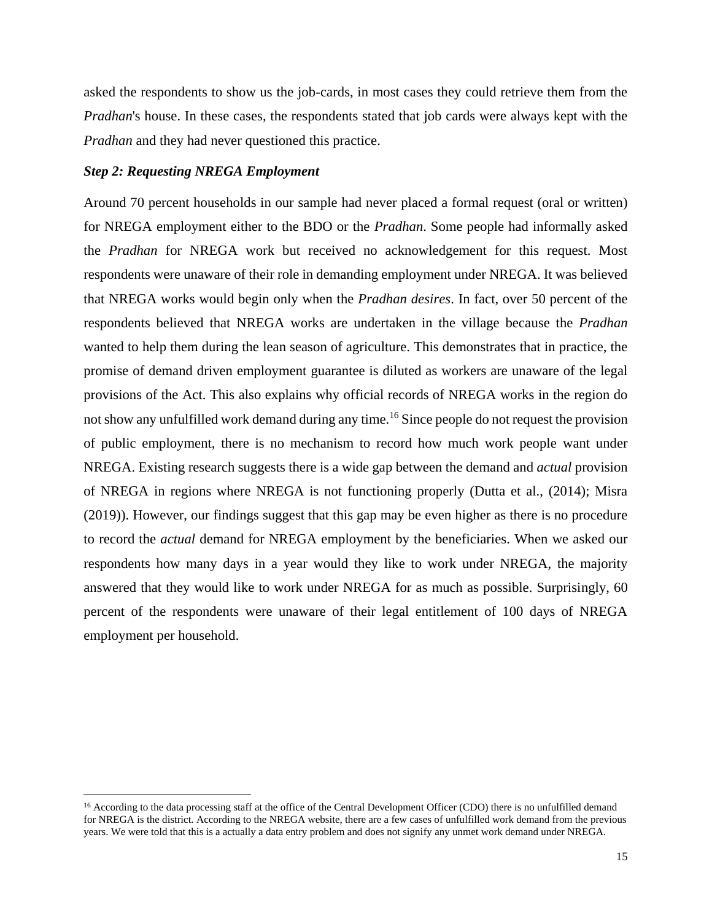asked the respondents to show us the job-cards, in most cases they could retrieve them from the *Pradhan*'s house. In these cases, the respondents stated that job cards were always kept with the *Pradhan* and they had never questioned this practice.

***Step 2: Requesting NREGA Employment***

Around 70 percent households in our sample had never placed a formal request (oral or written) for NREGA employment either to the BDO or the *Pradhan*. Some people had informally asked the *Pradhan* for NREGA work but received no acknowledgement for this request. Most respondents were unaware of their role in demanding employment under NREGA. It was believed that NREGA works would begin only when the *Pradhan desires*. In fact, over 50 percent of the respondents believed that NREGA works are undertaken in the village because the *Pradhan* wanted to help them during the lean season of agriculture. This demonstrates that in practice, the promise of demand driven employment guarantee is diluted as workers are unaware of the legal provisions of the Act. This also explains why official records of NREGA works in the region do not show any unfulfilled work demand during any time.[16] Since people do not request the provision of public employment, there is no mechanism to record how much work people want under NREGA. Existing research suggests there is a wide gap between the demand and *actual* provision of NREGA in regions where NREGA is not functioning properly (Dutta et al., (2014); Misra (2019)). However, our findings suggest that this gap may be even higher as there is no procedure to record the *actual* demand for NREGA employment by the beneficiaries. When we asked our respondents how many days in a year would they like to work under NREGA, the majority answered that they would like to work under NREGA for as much as possible. Surprisingly, 60 percent of the respondents were unaware of their legal entitlement of 100 days of NREGA employment per household.

[16] According to the data processing staff at the office of the Central Development Officer (CDO) there is no unfulfilled demand for NREGA is the district. According to the NREGA website, there are a few cases of unfulfilled work demand from the previous years. We were told that this is a actually a data entry problem and does not signify any unmet work demand under NREGA.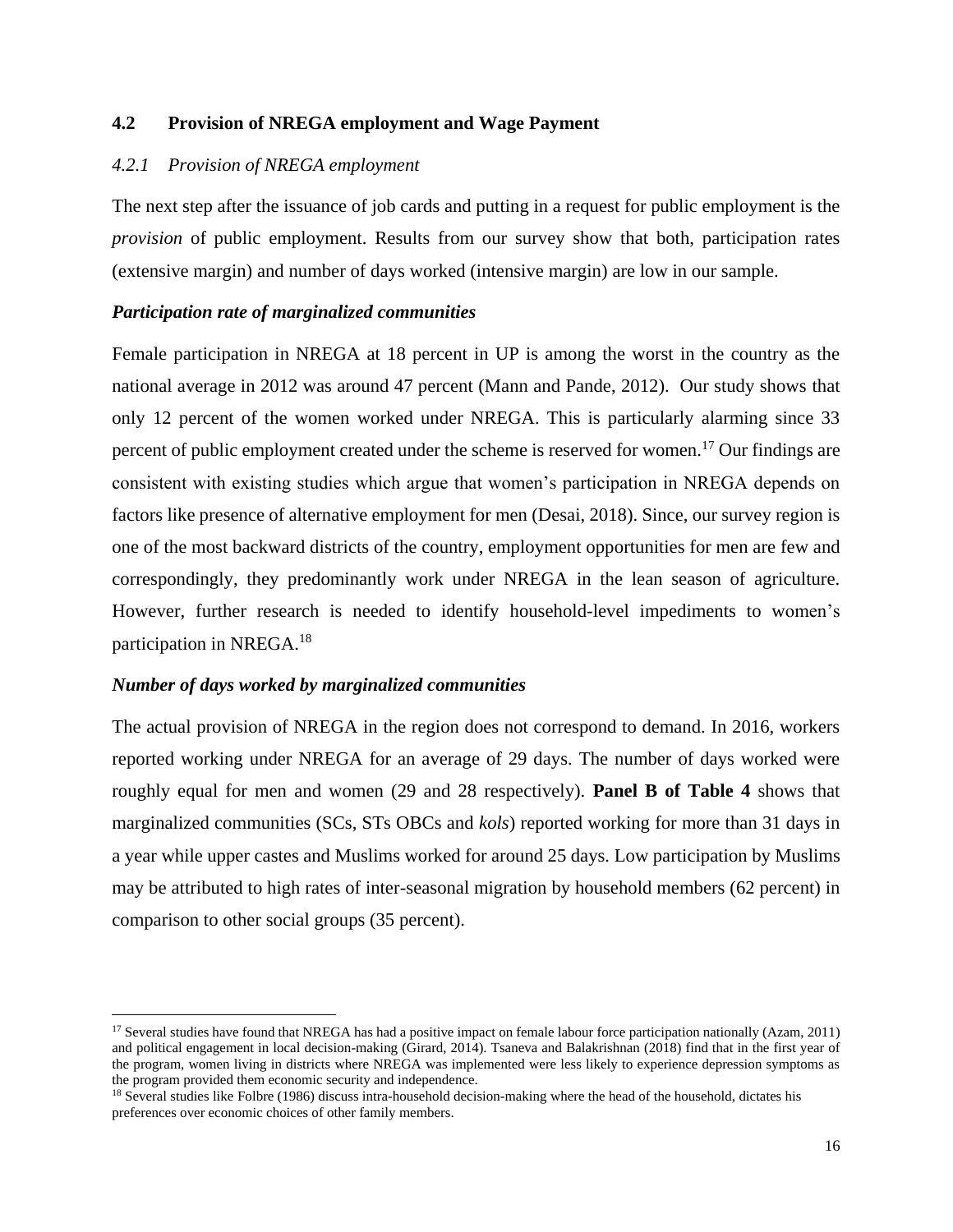## 4.2 Provision of NREGA employment and Wage Payment

### *4.2.1 Provision of NREGA employment*

The next step after the issuance of job cards and putting in a request for public employment is the *provision* of public employment. Results from our survey show that both, participation rates (extensive margin) and number of days worked (intensive margin) are low in our sample.

***Participation rate of marginalized communities***

Female participation in NREGA at 18 percent in UP is among the worst in the country as the national average in 2012 was around 47 percent (Mann and Pande, 2012). Our study shows that only 12 percent of the women worked under NREGA. This is particularly alarming since 33 percent of public employment created under the scheme is reserved for women.[17] Our findings are consistent with existing studies which argue that women's participation in NREGA depends on factors like presence of alternative employment for men (Desai, 2018). Since, our survey region is one of the most backward districts of the country, employment opportunities for men are few and correspondingly, they predominantly work under NREGA in the lean season of agriculture. However, further research is needed to identify household-level impediments to women's participation in NREGA.[18]

***Number of days worked by marginalized communities***

The actual provision of NREGA in the region does not correspond to demand. In 2016, workers reported working under NREGA for an average of 29 days. The number of days worked were roughly equal for men and women (29 and 28 respectively). **Panel B of Table 4** shows that marginalized communities (SCs, STs OBCs and *kols*) reported working for more than 31 days in a year while upper castes and Muslims worked for around 25 days. Low participation by Muslims may be attributed to high rates of inter-seasonal migration by household members (62 percent) in comparison to other social groups (35 percent).

---

[17] Several studies have found that NREGA has had a positive impact on female labour force participation nationally (Azam, 2011) and political engagement in local decision-making (Girard, 2014). Tsaneva and Balakrishnan (2018) find that in the first year of the program, women living in districts where NREGA was implemented were less likely to experience depression symptoms as the program provided them economic security and independence.

[18] Several studies like Folbre (1986) discuss intra-household decision-making where the head of the household, dictates his preferences over economic choices of other family members.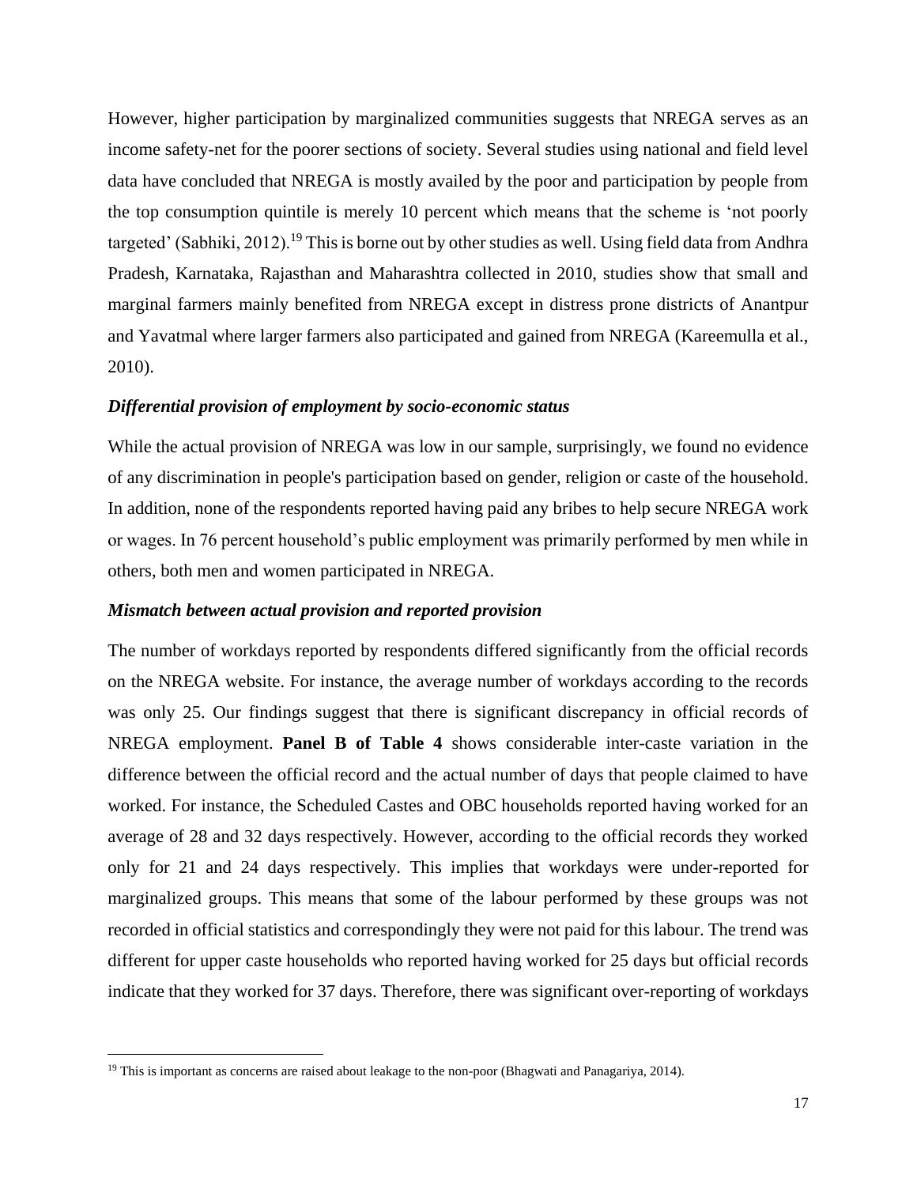However, higher participation by marginalized communities suggests that NREGA serves as an income safety-net for the poorer sections of society. Several studies using national and field level data have concluded that NREGA is mostly availed by the poor and participation by people from the top consumption quintile is merely 10 percent which means that the scheme is 'not poorly targeted' (Sabhiki, 2012).[19] This is borne out by other studies as well. Using field data from Andhra Pradesh, Karnataka, Rajasthan and Maharashtra collected in 2010, studies show that small and marginal farmers mainly benefited from NREGA except in distress prone districts of Anantpur and Yavatmal where larger farmers also participated and gained from NREGA (Kareemulla et al., 2010).

### *Differential provision of employment by socio-economic status*

While the actual provision of NREGA was low in our sample, surprisingly, we found no evidence of any discrimination in people's participation based on gender, religion or caste of the household. In addition, none of the respondents reported having paid any bribes to help secure NREGA work or wages. In 76 percent household's public employment was primarily performed by men while in others, both men and women participated in NREGA.

### *Mismatch between actual provision and reported provision*

The number of workdays reported by respondents differed significantly from the official records on the NREGA website. For instance, the average number of workdays according to the records was only 25. Our findings suggest that there is significant discrepancy in official records of NREGA employment. **Panel B of Table 4** shows considerable inter-caste variation in the difference between the official record and the actual number of days that people claimed to have worked. For instance, the Scheduled Castes and OBC households reported having worked for an average of 28 and 32 days respectively. However, according to the official records they worked only for 21 and 24 days respectively. This implies that workdays were under-reported for marginalized groups. This means that some of the labour performed by these groups was not recorded in official statistics and correspondingly they were not paid for this labour. The trend was different for upper caste households who reported having worked for 25 days but official records indicate that they worked for 37 days. Therefore, there was significant over-reporting of workdays

[19] This is important as concerns are raised about leakage to the non-poor (Bhagwati and Panagariya, 2014).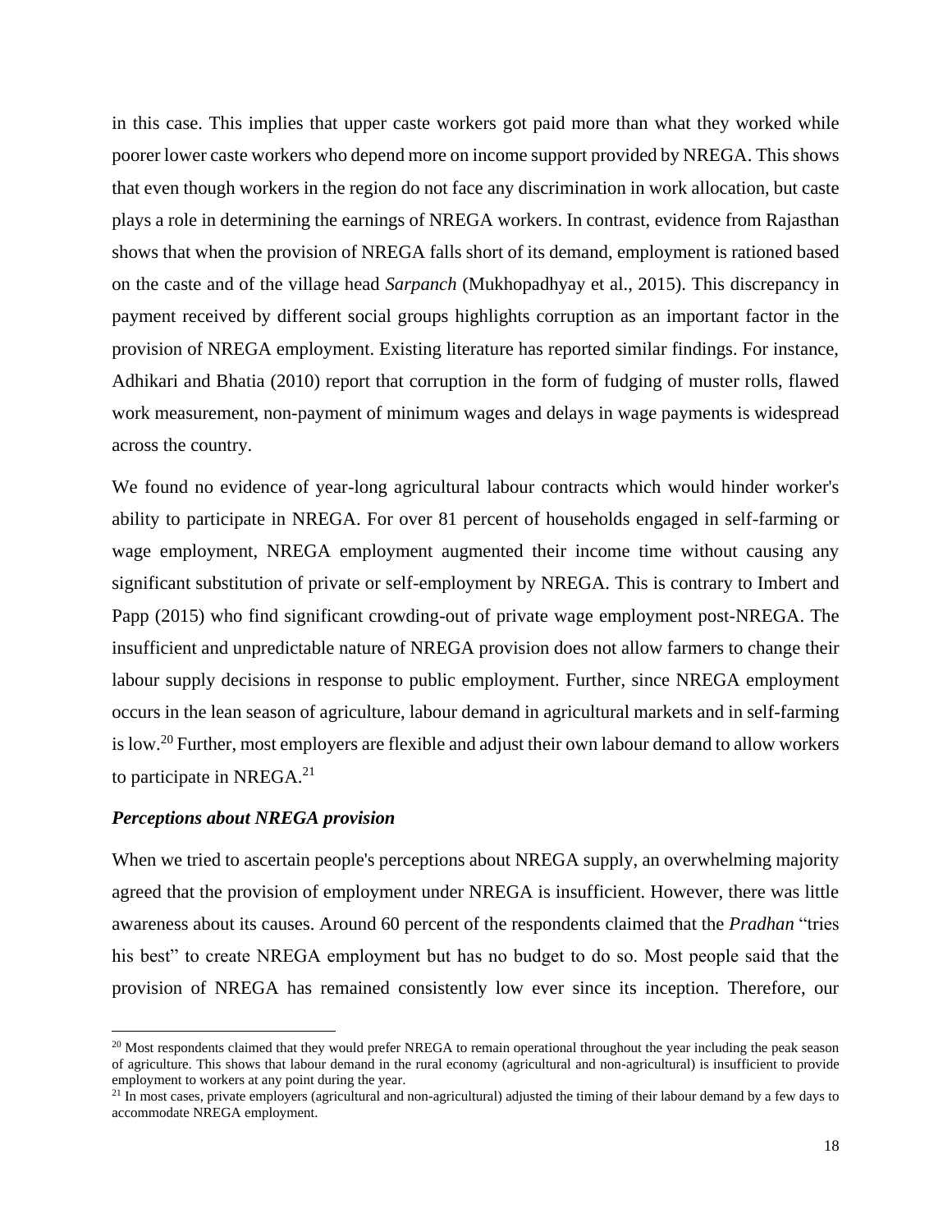in this case. This implies that upper caste workers got paid more than what they worked while poorer lower caste workers who depend more on income support provided by NREGA. This shows that even though workers in the region do not face any discrimination in work allocation, but caste plays a role in determining the earnings of NREGA workers. In contrast, evidence from Rajasthan shows that when the provision of NREGA falls short of its demand, employment is rationed based on the caste and of the village head *Sarpanch* (Mukhopadhyay et al., 2015). This discrepancy in payment received by different social groups highlights corruption as an important factor in the provision of NREGA employment. Existing literature has reported similar findings. For instance, Adhikari and Bhatia (2010) report that corruption in the form of fudging of muster rolls, flawed work measurement, non-payment of minimum wages and delays in wage payments is widespread across the country.

We found no evidence of year-long agricultural labour contracts which would hinder worker's ability to participate in NREGA. For over 81 percent of households engaged in self-farming or wage employment, NREGA employment augmented their income time without causing any significant substitution of private or self-employment by NREGA. This is contrary to Imbert and Papp (2015) who find significant crowding-out of private wage employment post-NREGA. The insufficient and unpredictable nature of NREGA provision does not allow farmers to change their labour supply decisions in response to public employment. Further, since NREGA employment occurs in the lean season of agriculture, labour demand in agricultural markets and in self-farming is low.[20] Further, most employers are flexible and adjust their own labour demand to allow workers to participate in NREGA.[21]

### *Perceptions about NREGA provision*

When we tried to ascertain people's perceptions about NREGA supply, an overwhelming majority agreed that the provision of employment under NREGA is insufficient. However, there was little awareness about its causes. Around 60 percent of the respondents claimed that the *Pradhan* "tries his best" to create NREGA employment but has no budget to do so. Most people said that the provision of NREGA has remained consistently low ever since its inception. Therefore, our

---

[20] Most respondents claimed that they would prefer NREGA to remain operational throughout the year including the peak season of agriculture. This shows that labour demand in the rural economy (agricultural and non-agricultural) is insufficient to provide employment to workers at any point during the year.

[21] In most cases, private employers (agricultural and non-agricultural) adjusted the timing of their labour demand by a few days to accommodate NREGA employment.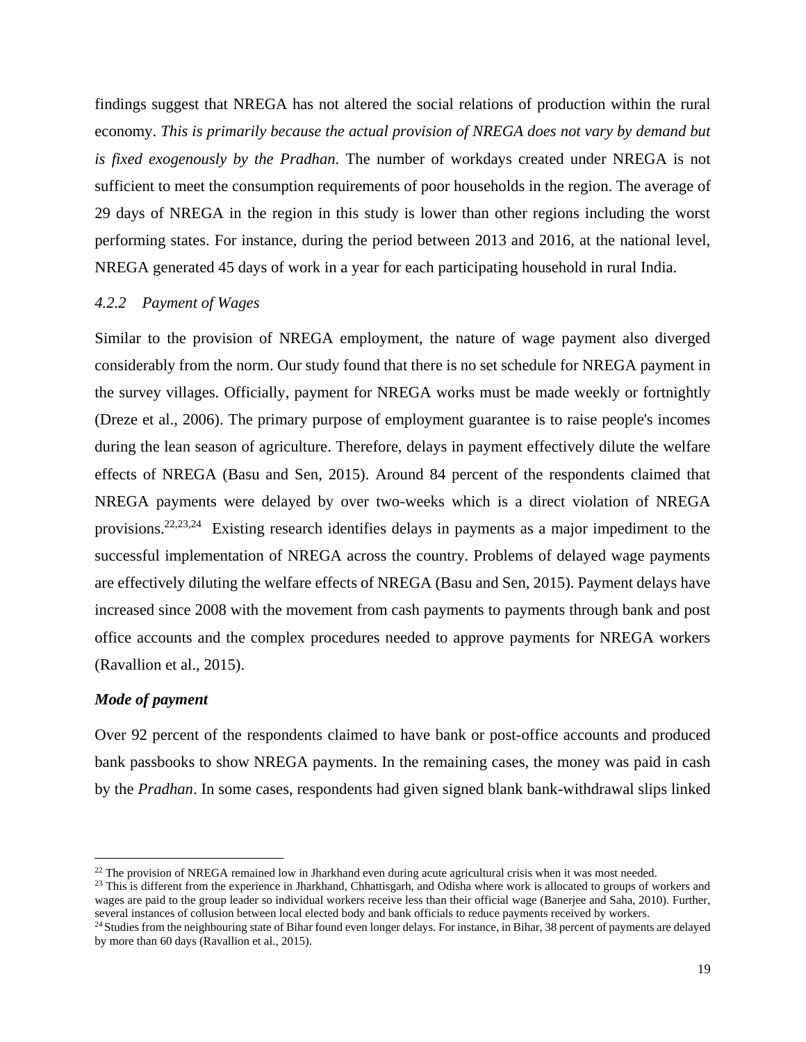findings suggest that NREGA has not altered the social relations of production within the rural economy. *This is primarily because the actual provision of NREGA does not vary by demand but is fixed exogenously by the Pradhan*. The number of workdays created under NREGA is not sufficient to meet the consumption requirements of poor households in the region. The average of 29 days of NREGA in the region in this study is lower than other regions including the worst performing states. For instance, during the period between 2013 and 2016, at the national level, NREGA generated 45 days of work in a year for each participating household in rural India.

### *4.2.2 Payment of Wages*

Similar to the provision of NREGA employment, the nature of wage payment also diverged considerably from the norm. Our study found that there is no set schedule for NREGA payment in the survey villages. Officially, payment for NREGA works must be made weekly or fortnightly (Dreze et al., 2006). The primary purpose of employment guarantee is to raise people's incomes during the lean season of agriculture. Therefore, delays in payment effectively dilute the welfare effects of NREGA (Basu and Sen, 2015). Around 84 percent of the respondents claimed that NREGA payments were delayed by over two-weeks which is a direct violation of NREGA provisions.[22,23,24] Existing research identifies delays in payments as a major impediment to the successful implementation of NREGA across the country. Problems of delayed wage payments are effectively diluting the welfare effects of NREGA (Basu and Sen, 2015). Payment delays have increased since 2008 with the movement from cash payments to payments through bank and post office accounts and the complex procedures needed to approve payments for NREGA workers (Ravallion et al., 2015).

***Mode of payment***

Over 92 percent of the respondents claimed to have bank or post-office accounts and produced bank passbooks to show NREGA payments. In the remaining cases, the money was paid in cash by the *Pradhan*. In some cases, respondents had given signed blank bank-withdrawal slips linked

---

[22] The provision of NREGA remained low in Jharkhand even during acute agricultural crisis when it was most needed.

[23] This is different from the experience in Jharkhand, Chhattisgarh, and Odisha where work is allocated to groups of workers and wages are paid to the group leader so individual workers receive less than their official wage (Banerjee and Saha, 2010). Further, several instances of collusion between local elected body and bank officials to reduce payments received by workers.

[24] Studies from the neighbouring state of Bihar found even longer delays. For instance, in Bihar, 38 percent of payments are delayed by more than 60 days (Ravallion et al., 2015).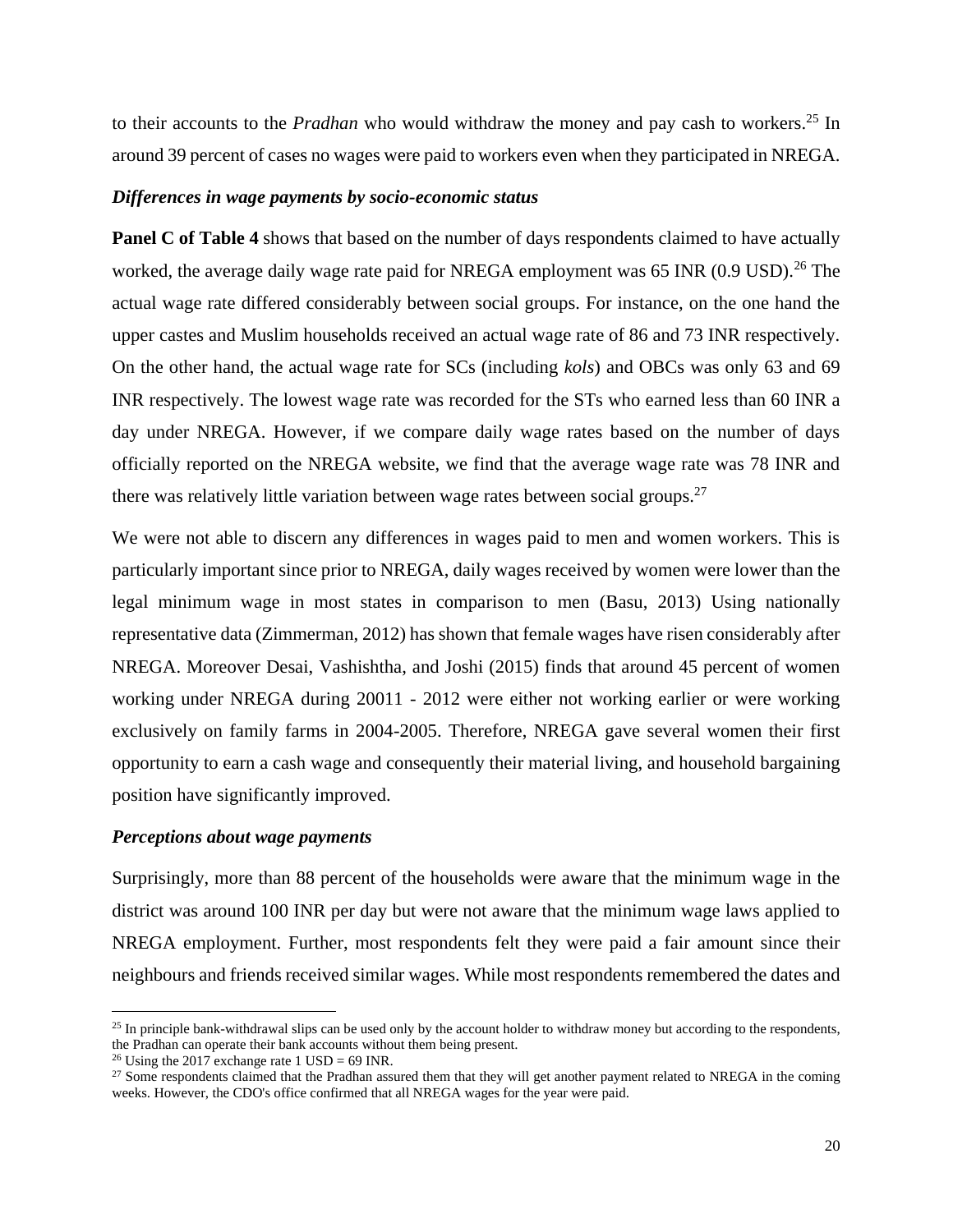to their accounts to the *Pradhan* who would withdraw the money and pay cash to workers.[25] In around 39 percent of cases no wages were paid to workers even when they participated in NREGA.

### *Differences in wage payments by socio-economic status*

**Panel C of Table 4** shows that based on the number of days respondents claimed to have actually worked, the average daily wage rate paid for NREGA employment was 65 INR (0.9 USD).[26] The actual wage rate differed considerably between social groups. For instance, on the one hand the upper castes and Muslim households received an actual wage rate of 86 and 73 INR respectively. On the other hand, the actual wage rate for SCs (including *kols*) and OBCs was only 63 and 69 INR respectively. The lowest wage rate was recorded for the STs who earned less than 60 INR a day under NREGA. However, if we compare daily wage rates based on the number of days officially reported on the NREGA website, we find that the average wage rate was 78 INR and there was relatively little variation between wage rates between social groups.[27]

We were not able to discern any differences in wages paid to men and women workers. This is particularly important since prior to NREGA, daily wages received by women were lower than the legal minimum wage in most states in comparison to men (Basu, 2013) Using nationally representative data (Zimmerman, 2012) has shown that female wages have risen considerably after NREGA. Moreover Desai, Vashishtha, and Joshi (2015) finds that around 45 percent of women working under NREGA during 20011 - 2012 were either not working earlier or were working exclusively on family farms in 2004-2005. Therefore, NREGA gave several women their first opportunity to earn a cash wage and consequently their material living, and household bargaining position have significantly improved.

### *Perceptions about wage payments*

Surprisingly, more than 88 percent of the households were aware that the minimum wage in the district was around 100 INR per day but were not aware that the minimum wage laws applied to NREGA employment. Further, most respondents felt they were paid a fair amount since their neighbours and friends received similar wages. While most respondents remembered the dates and

---

[25] In principle bank-withdrawal slips can be used only by the account holder to withdraw money but according to the respondents, the Pradhan can operate their bank accounts without them being present.

[26] Using the 2017 exchange rate 1 USD = 69 INR.

[27] Some respondents claimed that the Pradhan assured them that they will get another payment related to NREGA in the coming weeks. However, the CDO's office confirmed that all NREGA wages for the year were paid.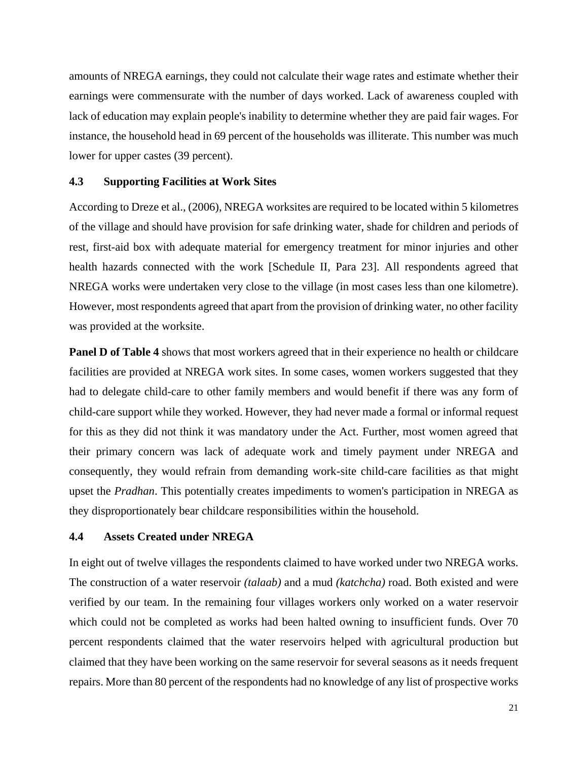amounts of NREGA earnings, they could not calculate their wage rates and estimate whether their earnings were commensurate with the number of days worked. Lack of awareness coupled with lack of education may explain people's inability to determine whether they are paid fair wages. For instance, the household head in 69 percent of the households was illiterate. This number was much lower for upper castes (39 percent).

### 4.3 Supporting Facilities at Work Sites

According to Dreze et al., (2006), NREGA worksites are required to be located within 5 kilometres of the village and should have provision for safe drinking water, shade for children and periods of rest, first-aid box with adequate material for emergency treatment for minor injuries and other health hazards connected with the work [Schedule II, Para 23]. All respondents agreed that NREGA works were undertaken very close to the village (in most cases less than one kilometre). However, most respondents agreed that apart from the provision of drinking water, no other facility was provided at the worksite.

**Panel D of Table 4** shows that most workers agreed that in their experience no health or childcare facilities are provided at NREGA work sites. In some cases, women workers suggested that they had to delegate child-care to other family members and would benefit if there was any form of child-care support while they worked. However, they had never made a formal or informal request for this as they did not think it was mandatory under the Act. Further, most women agreed that their primary concern was lack of adequate work and timely payment under NREGA and consequently, they would refrain from demanding work-site child-care facilities as that might upset the *Pradhan*. This potentially creates impediments to women's participation in NREGA as they disproportionately bear childcare responsibilities within the household.

### 4.4 Assets Created under NREGA

In eight out of twelve villages the respondents claimed to have worked under two NREGA works. The construction of a water reservoir *(talaab)* and a mud *(katchcha)* road. Both existed and were verified by our team. In the remaining four villages workers only worked on a water reservoir which could not be completed as works had been halted owning to insufficient funds. Over 70 percent respondents claimed that the water reservoirs helped with agricultural production but claimed that they have been working on the same reservoir for several seasons as it needs frequent repairs. More than 80 percent of the respondents had no knowledge of any list of prospective works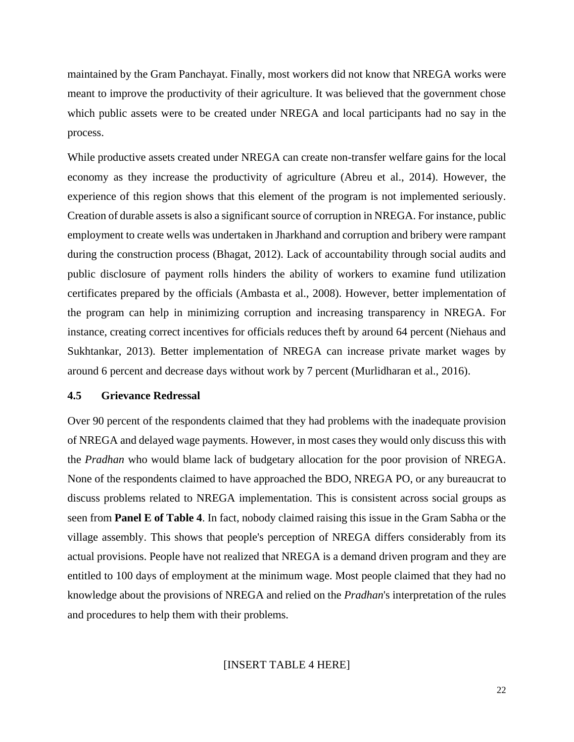maintained by the Gram Panchayat. Finally, most workers did not know that NREGA works were meant to improve the productivity of their agriculture. It was believed that the government chose which public assets were to be created under NREGA and local participants had no say in the process.

While productive assets created under NREGA can create non-transfer welfare gains for the local economy as they increase the productivity of agriculture (Abreu et al., 2014). However, the experience of this region shows that this element of the program is not implemented seriously. Creation of durable assets is also a significant source of corruption in NREGA. For instance, public employment to create wells was undertaken in Jharkhand and corruption and bribery were rampant during the construction process (Bhagat, 2012). Lack of accountability through social audits and public disclosure of payment rolls hinders the ability of workers to examine fund utilization certificates prepared by the officials (Ambasta et al., 2008). However, better implementation of the program can help in minimizing corruption and increasing transparency in NREGA. For instance, creating correct incentives for officials reduces theft by around 64 percent (Niehaus and Sukhtankar, 2013). Better implementation of NREGA can increase private market wages by around 6 percent and decrease days without work by 7 percent (Murlidharan et al., 2016).

### 4.5 Grievance Redressal

Over 90 percent of the respondents claimed that they had problems with the inadequate provision of NREGA and delayed wage payments. However, in most cases they would only discuss this with the *Pradhan* who would blame lack of budgetary allocation for the poor provision of NREGA. None of the respondents claimed to have approached the BDO, NREGA PO, or any bureaucrat to discuss problems related to NREGA implementation. This is consistent across social groups as seen from **Panel E of Table 4**. In fact, nobody claimed raising this issue in the Gram Sabha or the village assembly. This shows that people's perception of NREGA differs considerably from its actual provisions. People have not realized that NREGA is a demand driven program and they are entitled to 100 days of employment at the minimum wage. Most people claimed that they had no knowledge about the provisions of NREGA and relied on the *Pradhan*'s interpretation of the rules and procedures to help them with their problems.

[INSERT TABLE 4 HERE]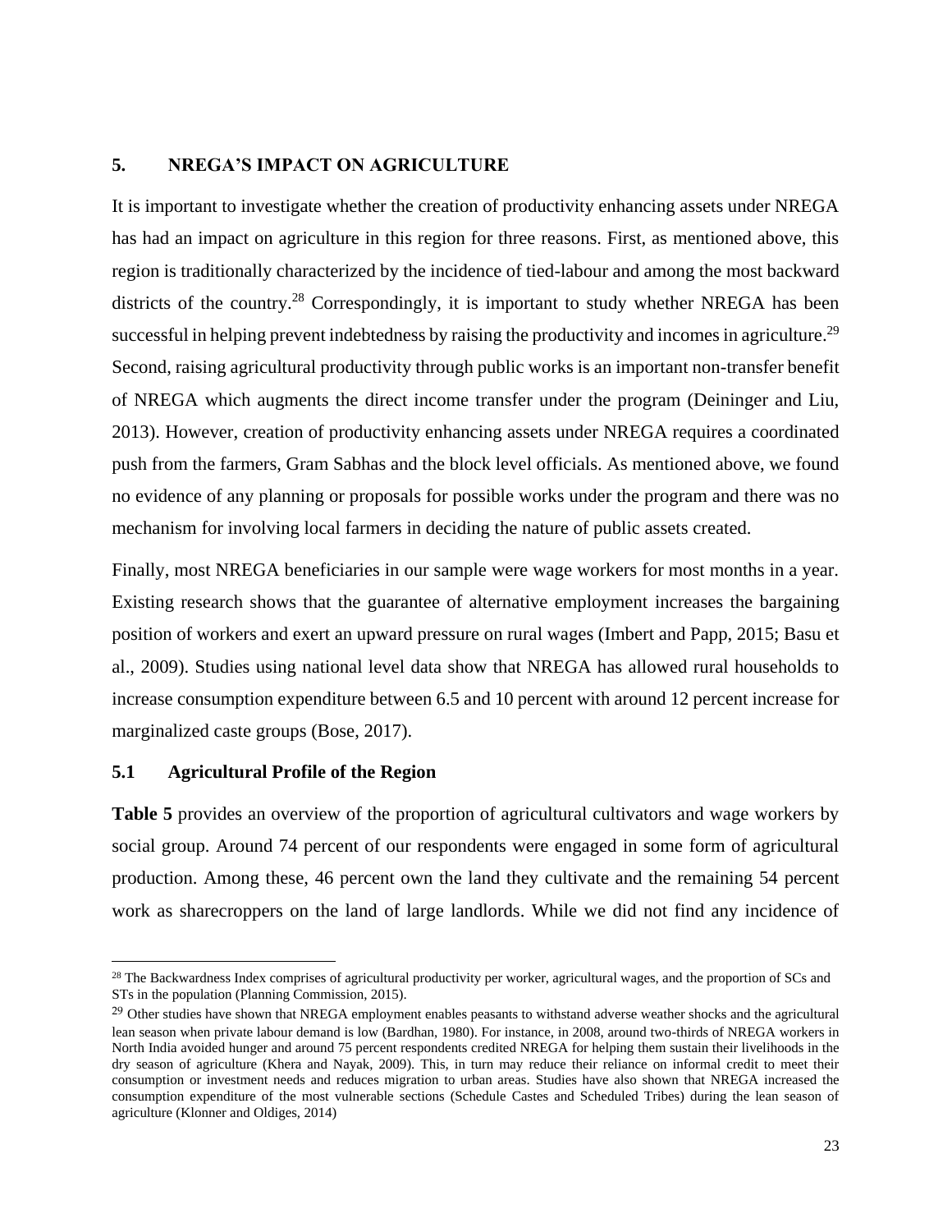## 5. NREGA'S IMPACT ON AGRICULTURE

It is important to investigate whether the creation of productivity enhancing assets under NREGA has had an impact on agriculture in this region for three reasons. First, as mentioned above, this region is traditionally characterized by the incidence of tied-labour and among the most backward districts of the country.[28] Correspondingly, it is important to study whether NREGA has been successful in helping prevent indebtedness by raising the productivity and incomes in agriculture.[29] Second, raising agricultural productivity through public works is an important non-transfer benefit of NREGA which augments the direct income transfer under the program (Deininger and Liu, 2013). However, creation of productivity enhancing assets under NREGA requires a coordinated push from the farmers, Gram Sabhas and the block level officials. As mentioned above, we found no evidence of any planning or proposals for possible works under the program and there was no mechanism for involving local farmers in deciding the nature of public assets created.

Finally, most NREGA beneficiaries in our sample were wage workers for most months in a year. Existing research shows that the guarantee of alternative employment increases the bargaining position of workers and exert an upward pressure on rural wages (Imbert and Papp, 2015; Basu et al., 2009). Studies using national level data show that NREGA has allowed rural households to increase consumption expenditure between 6.5 and 10 percent with around 12 percent increase for marginalized caste groups (Bose, 2017).

### 5.1 Agricultural Profile of the Region

**Table 5** provides an overview of the proportion of agricultural cultivators and wage workers by social group. Around 74 percent of our respondents were engaged in some form of agricultural production. Among these, 46 percent own the land they cultivate and the remaining 54 percent work as sharecroppers on the land of large landlords. While we did not find any incidence of

---

[28] The Backwardness Index comprises of agricultural productivity per worker, agricultural wages, and the proportion of SCs and STs in the population (Planning Commission, 2015).

[29] Other studies have shown that NREGA employment enables peasants to withstand adverse weather shocks and the agricultural lean season when private labour demand is low (Bardhan, 1980). For instance, in 2008, around two-thirds of NREGA workers in North India avoided hunger and around 75 percent respondents credited NREGA for helping them sustain their livelihoods in the dry season of agriculture (Khera and Nayak, 2009). This, in turn may reduce their reliance on informal credit to meet their consumption or investment needs and reduces migration to urban areas. Studies have also shown that NREGA increased the consumption expenditure of the most vulnerable sections (Schedule Castes and Scheduled Tribes) during the lean season of agriculture (Klonner and Oldiges, 2014)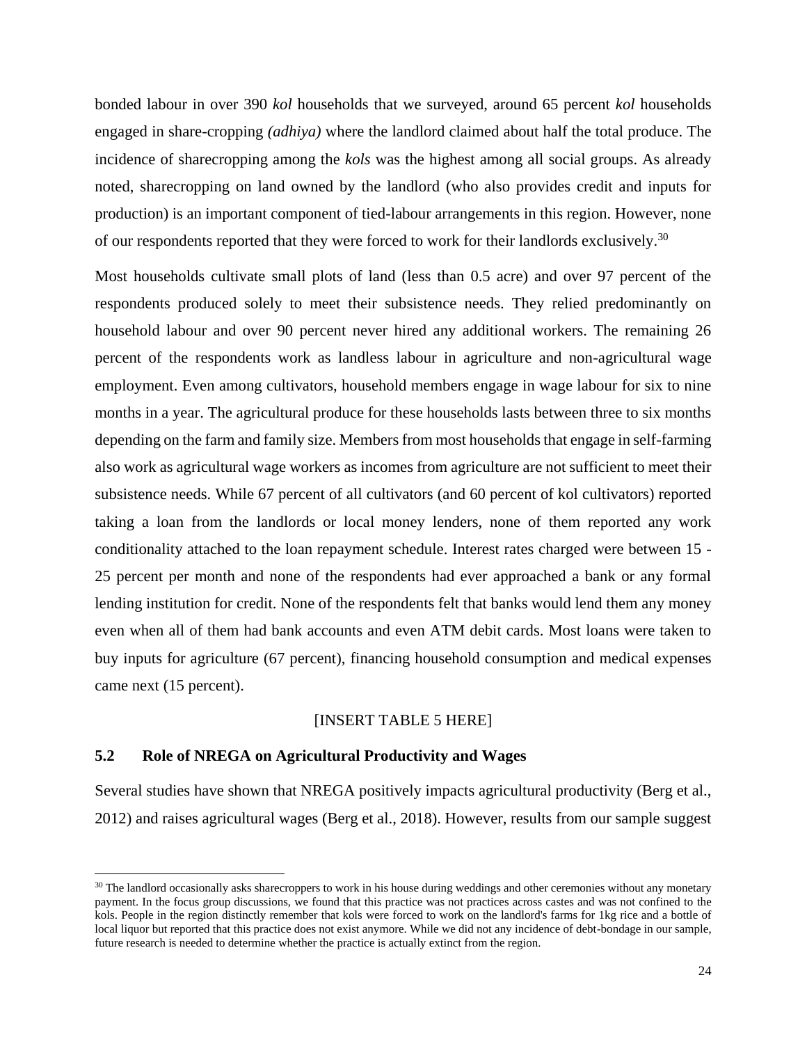bonded labour in over 390 *kol* households that we surveyed, around 65 percent *kol* households engaged in share-cropping *(adhiya)* where the landlord claimed about half the total produce. The incidence of sharecropping among the *kols* was the highest among all social groups. As already noted, sharecropping on land owned by the landlord (who also provides credit and inputs for production) is an important component of tied-labour arrangements in this region. However, none of our respondents reported that they were forced to work for their landlords exclusively.[30]

Most households cultivate small plots of land (less than 0.5 acre) and over 97 percent of the respondents produced solely to meet their subsistence needs. They relied predominantly on household labour and over 90 percent never hired any additional workers. The remaining 26 percent of the respondents work as landless labour in agriculture and non-agricultural wage employment. Even among cultivators, household members engage in wage labour for six to nine months in a year. The agricultural produce for these households lasts between three to six months depending on the farm and family size. Members from most households that engage in self-farming also work as agricultural wage workers as incomes from agriculture are not sufficient to meet their subsistence needs. While 67 percent of all cultivators (and 60 percent of kol cultivators) reported taking a loan from the landlords or local money lenders, none of them reported any work conditionality attached to the loan repayment schedule. Interest rates charged were between 15 - 25 percent per month and none of the respondents had ever approached a bank or any formal lending institution for credit. None of the respondents felt that banks would lend them any money even when all of them had bank accounts and even ATM debit cards. Most loans were taken to buy inputs for agriculture (67 percent), financing household consumption and medical expenses came next (15 percent).

[INSERT TABLE 5 HERE]

### 5.2 Role of NREGA on Agricultural Productivity and Wages

Several studies have shown that NREGA positively impacts agricultural productivity (Berg et al., 2012) and raises agricultural wages (Berg et al., 2018). However, results from our sample suggest

---

[30] The landlord occasionally asks sharecroppers to work in his house during weddings and other ceremonies without any monetary payment. In the focus group discussions, we found that this practice was not practices across castes and was not confined to the kols. People in the region distinctly remember that kols were forced to work on the landlord's farms for 1kg rice and a bottle of local liquor but reported that this practice does not exist anymore. While we did not any incidence of debt-bondage in our sample, future research is needed to determine whether the practice is actually extinct from the region.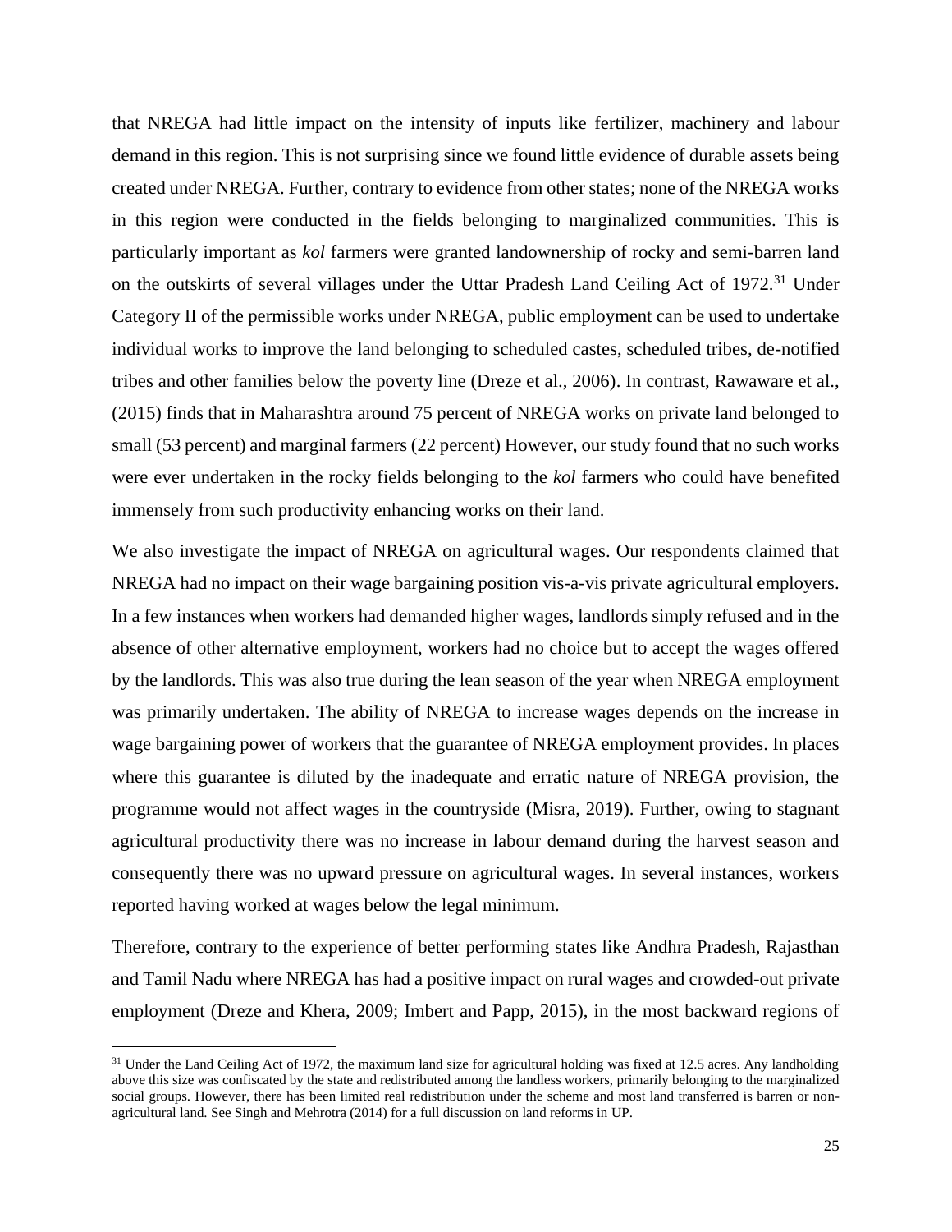that NREGA had little impact on the intensity of inputs like fertilizer, machinery and labour demand in this region. This is not surprising since we found little evidence of durable assets being created under NREGA. Further, contrary to evidence from other states; none of the NREGA works in this region were conducted in the fields belonging to marginalized communities. This is particularly important as *kol* farmers were granted landownership of rocky and semi-barren land on the outskirts of several villages under the Uttar Pradesh Land Ceiling Act of 1972.[31] Under Category II of the permissible works under NREGA, public employment can be used to undertake individual works to improve the land belonging to scheduled castes, scheduled tribes, de-notified tribes and other families below the poverty line (Dreze et al., 2006). In contrast, Rawaware et al., (2015) finds that in Maharashtra around 75 percent of NREGA works on private land belonged to small (53 percent) and marginal farmers (22 percent) However, our study found that no such works were ever undertaken in the rocky fields belonging to the *kol* farmers who could have benefited immensely from such productivity enhancing works on their land.

We also investigate the impact of NREGA on agricultural wages. Our respondents claimed that NREGA had no impact on their wage bargaining position vis-a-vis private agricultural employers. In a few instances when workers had demanded higher wages, landlords simply refused and in the absence of other alternative employment, workers had no choice but to accept the wages offered by the landlords. This was also true during the lean season of the year when NREGA employment was primarily undertaken. The ability of NREGA to increase wages depends on the increase in wage bargaining power of workers that the guarantee of NREGA employment provides. In places where this guarantee is diluted by the inadequate and erratic nature of NREGA provision, the programme would not affect wages in the countryside (Misra, 2019). Further, owing to stagnant agricultural productivity there was no increase in labour demand during the harvest season and consequently there was no upward pressure on agricultural wages. In several instances, workers reported having worked at wages below the legal minimum.

Therefore, contrary to the experience of better performing states like Andhra Pradesh, Rajasthan and Tamil Nadu where NREGA has had a positive impact on rural wages and crowded-out private employment (Dreze and Khera, 2009; Imbert and Papp, 2015), in the most backward regions of

[31] Under the Land Ceiling Act of 1972, the maximum land size for agricultural holding was fixed at 12.5 acres. Any landholding above this size was confiscated by the state and redistributed among the landless workers, primarily belonging to the marginalized social groups. However, there has been limited real redistribution under the scheme and most land transferred is barren or non-agricultural land. See Singh and Mehrotra (2014) for a full discussion on land reforms in UP.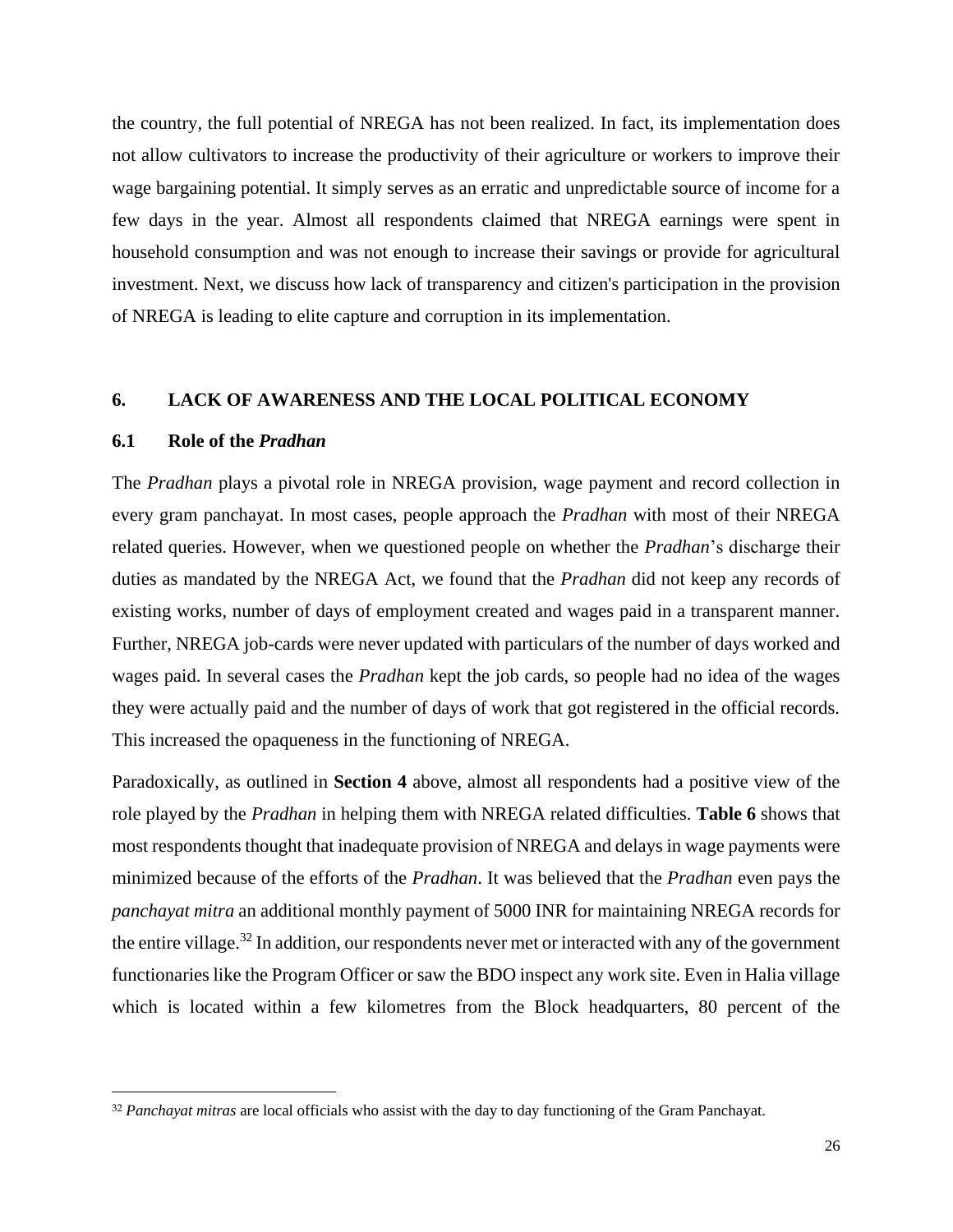the country, the full potential of NREGA has not been realized. In fact, its implementation does not allow cultivators to increase the productivity of their agriculture or workers to improve their wage bargaining potential. It simply serves as an erratic and unpredictable source of income for a few days in the year. Almost all respondents claimed that NREGA earnings were spent in household consumption and was not enough to increase their savings or provide for agricultural investment. Next, we discuss how lack of transparency and citizen's participation in the provision of NREGA is leading to elite capture and corruption in its implementation.

## 6. LACK OF AWARENESS AND THE LOCAL POLITICAL ECONOMY

### 6.1 Role of the *Pradhan*

The *Pradhan* plays a pivotal role in NREGA provision, wage payment and record collection in every gram panchayat. In most cases, people approach the *Pradhan* with most of their NREGA related queries. However, when we questioned people on whether the *Pradhan*'s discharge their duties as mandated by the NREGA Act, we found that the *Pradhan* did not keep any records of existing works, number of days of employment created and wages paid in a transparent manner. Further, NREGA job-cards were never updated with particulars of the number of days worked and wages paid. In several cases the *Pradhan* kept the job cards, so people had no idea of the wages they were actually paid and the number of days of work that got registered in the official records. This increased the opaqueness in the functioning of NREGA.

Paradoxically, as outlined in **Section 4** above, almost all respondents had a positive view of the role played by the *Pradhan* in helping them with NREGA related difficulties. **Table 6** shows that most respondents thought that inadequate provision of NREGA and delays in wage payments were minimized because of the efforts of the *Pradhan*. It was believed that the *Pradhan* even pays the *panchayat mitra* an additional monthly payment of 5000 INR for maintaining NREGA records for the entire village.[32] In addition, our respondents never met or interacted with any of the government functionaries like the Program Officer or saw the BDO inspect any work site. Even in Halia village which is located within a few kilometres from the Block headquarters, 80 percent of the

[32] *Panchayat mitras* are local officials who assist with the day to day functioning of the Gram Panchayat.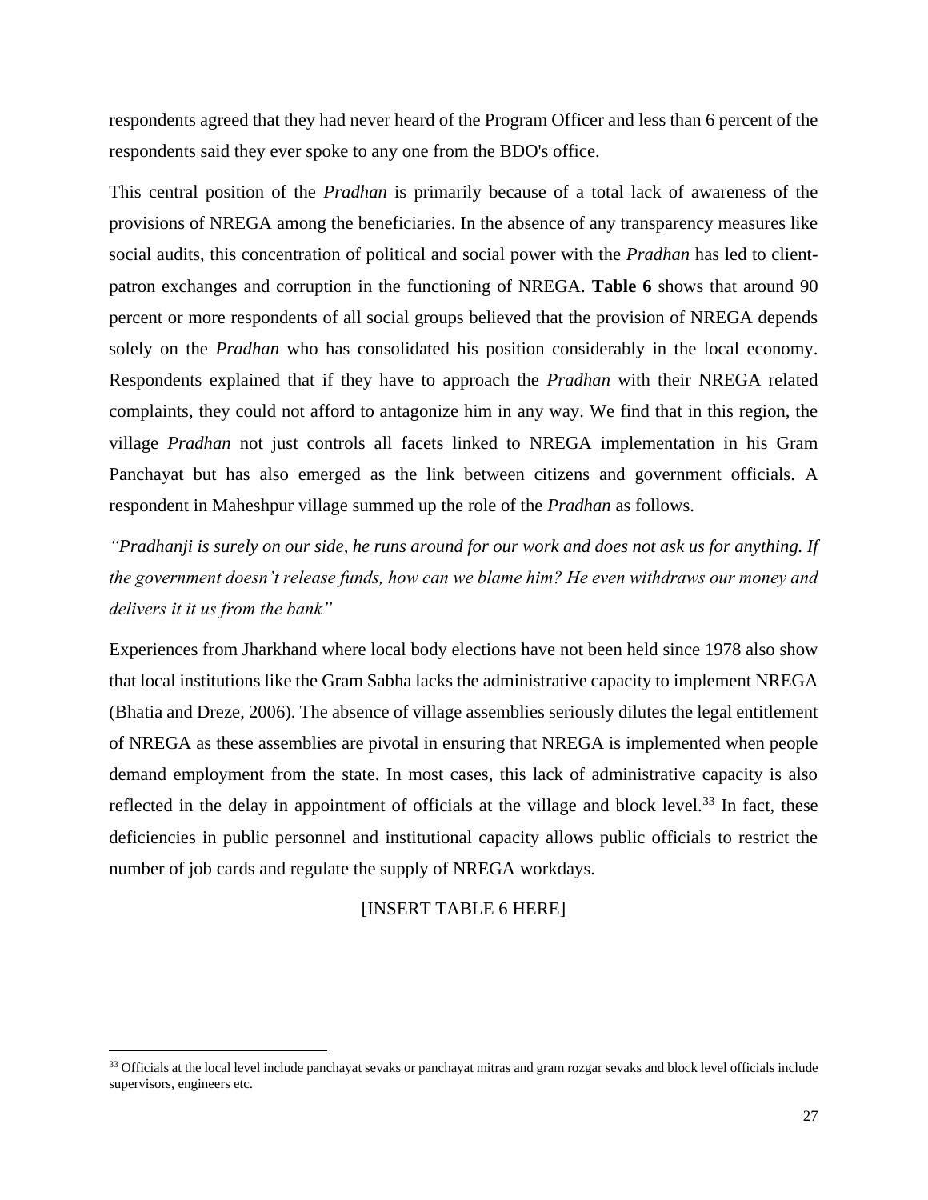respondents agreed that they had never heard of the Program Officer and less than 6 percent of the respondents said they ever spoke to any one from the BDO's office.

This central position of the *Pradhan* is primarily because of a total lack of awareness of the provisions of NREGA among the beneficiaries. In the absence of any transparency measures like social audits, this concentration of political and social power with the *Pradhan* has led to client-patron exchanges and corruption in the functioning of NREGA. **Table 6** shows that around 90 percent or more respondents of all social groups believed that the provision of NREGA depends solely on the *Pradhan* who has consolidated his position considerably in the local economy. Respondents explained that if they have to approach the *Pradhan* with their NREGA related complaints, they could not afford to antagonize him in any way. We find that in this region, the village *Pradhan* not just controls all facets linked to NREGA implementation in his Gram Panchayat but has also emerged as the link between citizens and government officials. A respondent in Maheshpur village summed up the role of the *Pradhan* as follows.

*"Pradhanji is surely on our side, he runs around for our work and does not ask us for anything. If the government doesn't release funds, how can we blame him? He even withdraws our money and delivers it it us from the bank"*

Experiences from Jharkhand where local body elections have not been held since 1978 also show that local institutions like the Gram Sabha lacks the administrative capacity to implement NREGA (Bhatia and Dreze, 2006). The absence of village assemblies seriously dilutes the legal entitlement of NREGA as these assemblies are pivotal in ensuring that NREGA is implemented when people demand employment from the state. In most cases, this lack of administrative capacity is also reflected in the delay in appointment of officials at the village and block level.[33] In fact, these deficiencies in public personnel and institutional capacity allows public officials to restrict the number of job cards and regulate the supply of NREGA workdays.

[INSERT TABLE 6 HERE]

[33] Officials at the local level include panchayat sevaks or panchayat mitras and gram rozgar sevaks and block level officials include supervisors, engineers etc.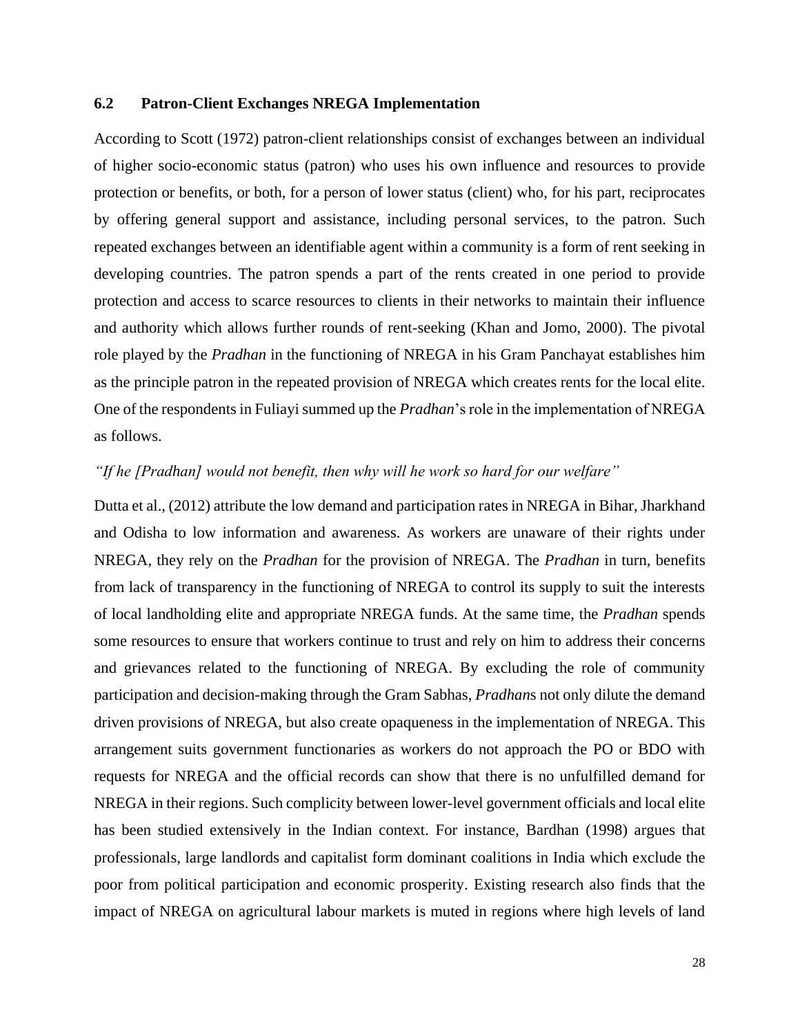### 6.2 Patron-Client Exchanges NREGA Implementation

According to Scott (1972) patron-client relationships consist of exchanges between an individual of higher socio-economic status (patron) who uses his own influence and resources to provide protection or benefits, or both, for a person of lower status (client) who, for his part, reciprocates by offering general support and assistance, including personal services, to the patron. Such repeated exchanges between an identifiable agent within a community is a form of rent seeking in developing countries. The patron spends a part of the rents created in one period to provide protection and access to scarce resources to clients in their networks to maintain their influence and authority which allows further rounds of rent-seeking (Khan and Jomo, 2000). The pivotal role played by the *Pradhan* in the functioning of NREGA in his Gram Panchayat establishes him as the principle patron in the repeated provision of NREGA which creates rents for the local elite. One of the respondents in Fuliayi summed up the *Pradhan*'s role in the implementation of NREGA as follows.

*"If he [Pradhan] would not benefit, then why will he work so hard for our welfare"*

Dutta et al., (2012) attribute the low demand and participation rates in NREGA in Bihar, Jharkhand and Odisha to low information and awareness. As workers are unaware of their rights under NREGA, they rely on the *Pradhan* for the provision of NREGA. The *Pradhan* in turn, benefits from lack of transparency in the functioning of NREGA to control its supply to suit the interests of local landholding elite and appropriate NREGA funds. At the same time, the *Pradhan* spends some resources to ensure that workers continue to trust and rely on him to address their concerns and grievances related to the functioning of NREGA. By excluding the role of community participation and decision-making through the Gram Sabhas, *Pradhan*s not only dilute the demand driven provisions of NREGA, but also create opaqueness in the implementation of NREGA. This arrangement suits government functionaries as workers do not approach the PO or BDO with requests for NREGA and the official records can show that there is no unfulfilled demand for NREGA in their regions. Such complicity between lower-level government officials and local elite has been studied extensively in the Indian context. For instance, Bardhan (1998) argues that professionals, large landlords and capitalist form dominant coalitions in India which exclude the poor from political participation and economic prosperity. Existing research also finds that the impact of NREGA on agricultural labour markets is muted in regions where high levels of land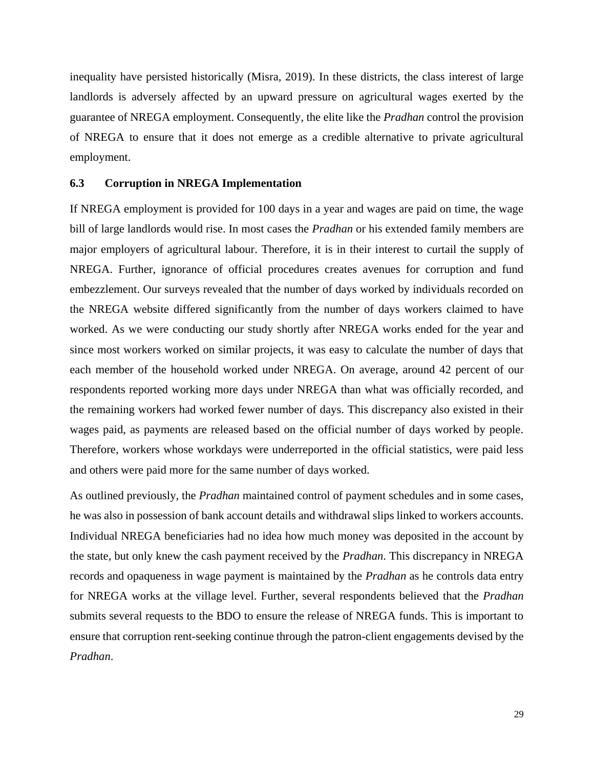inequality have persisted historically (Misra, 2019). In these districts, the class interest of large landlords is adversely affected by an upward pressure on agricultural wages exerted by the guarantee of NREGA employment. Consequently, the elite like the *Pradhan* control the provision of NREGA to ensure that it does not emerge as a credible alternative to private agricultural employment.

### 6.3 Corruption in NREGA Implementation

If NREGA employment is provided for 100 days in a year and wages are paid on time, the wage bill of large landlords would rise. In most cases the *Pradhan* or his extended family members are major employers of agricultural labour. Therefore, it is in their interest to curtail the supply of NREGA. Further, ignorance of official procedures creates avenues for corruption and fund embezzlement. Our surveys revealed that the number of days worked by individuals recorded on the NREGA website differed significantly from the number of days workers claimed to have worked. As we were conducting our study shortly after NREGA works ended for the year and since most workers worked on similar projects, it was easy to calculate the number of days that each member of the household worked under NREGA. On average, around 42 percent of our respondents reported working more days under NREGA than what was officially recorded, and the remaining workers had worked fewer number of days. This discrepancy also existed in their wages paid, as payments are released based on the official number of days worked by people. Therefore, workers whose workdays were underreported in the official statistics, were paid less and others were paid more for the same number of days worked.

As outlined previously, the *Pradhan* maintained control of payment schedules and in some cases, he was also in possession of bank account details and withdrawal slips linked to workers accounts. Individual NREGA beneficiaries had no idea how much money was deposited in the account by the state, but only knew the cash payment received by the *Pradhan*. This discrepancy in NREGA records and opaqueness in wage payment is maintained by the *Pradhan* as he controls data entry for NREGA works at the village level. Further, several respondents believed that the *Pradhan* submits several requests to the BDO to ensure the release of NREGA funds. This is important to ensure that corruption rent-seeking continue through the patron-client engagements devised by the *Pradhan*.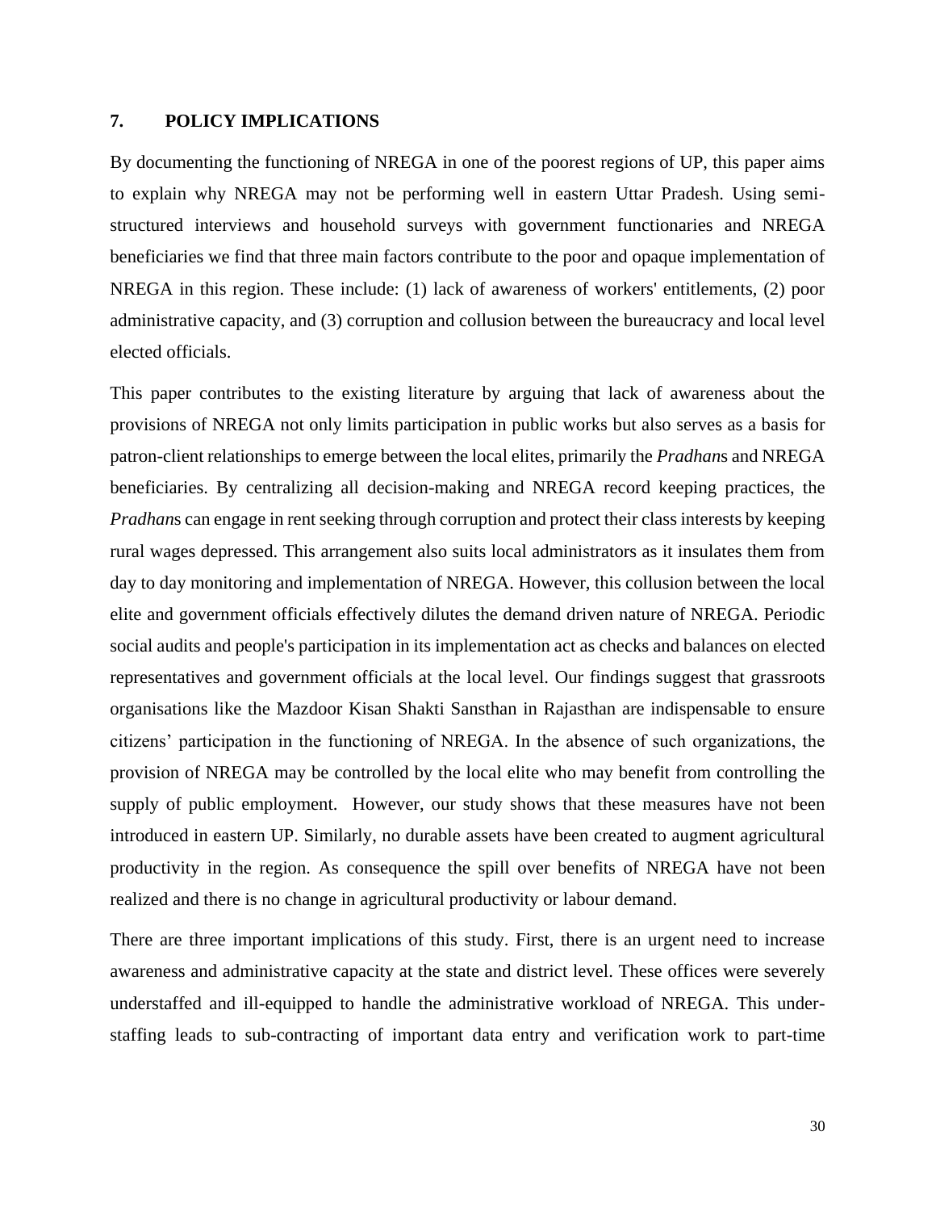## 7. POLICY IMPLICATIONS

By documenting the functioning of NREGA in one of the poorest regions of UP, this paper aims to explain why NREGA may not be performing well in eastern Uttar Pradesh. Using semi-structured interviews and household surveys with government functionaries and NREGA beneficiaries we find that three main factors contribute to the poor and opaque implementation of NREGA in this region. These include: (1) lack of awareness of workers' entitlements, (2) poor administrative capacity, and (3) corruption and collusion between the bureaucracy and local level elected officials.

This paper contributes to the existing literature by arguing that lack of awareness about the provisions of NREGA not only limits participation in public works but also serves as a basis for patron-client relationships to emerge between the local elites, primarily the *Pradhan*s and NREGA beneficiaries. By centralizing all decision-making and NREGA record keeping practices, the *Pradhan*s can engage in rent seeking through corruption and protect their class interests by keeping rural wages depressed. This arrangement also suits local administrators as it insulates them from day to day monitoring and implementation of NREGA. However, this collusion between the local elite and government officials effectively dilutes the demand driven nature of NREGA. Periodic social audits and people's participation in its implementation act as checks and balances on elected representatives and government officials at the local level. Our findings suggest that grassroots organisations like the Mazdoor Kisan Shakti Sansthan in Rajasthan are indispensable to ensure citizens' participation in the functioning of NREGA. In the absence of such organizations, the provision of NREGA may be controlled by the local elite who may benefit from controlling the supply of public employment. However, our study shows that these measures have not been introduced in eastern UP. Similarly, no durable assets have been created to augment agricultural productivity in the region. As consequence the spill over benefits of NREGA have not been realized and there is no change in agricultural productivity or labour demand.

There are three important implications of this study. First, there is an urgent need to increase awareness and administrative capacity at the state and district level. These offices were severely understaffed and ill-equipped to handle the administrative workload of NREGA. This under-staffing leads to sub-contracting of important data entry and verification work to part-time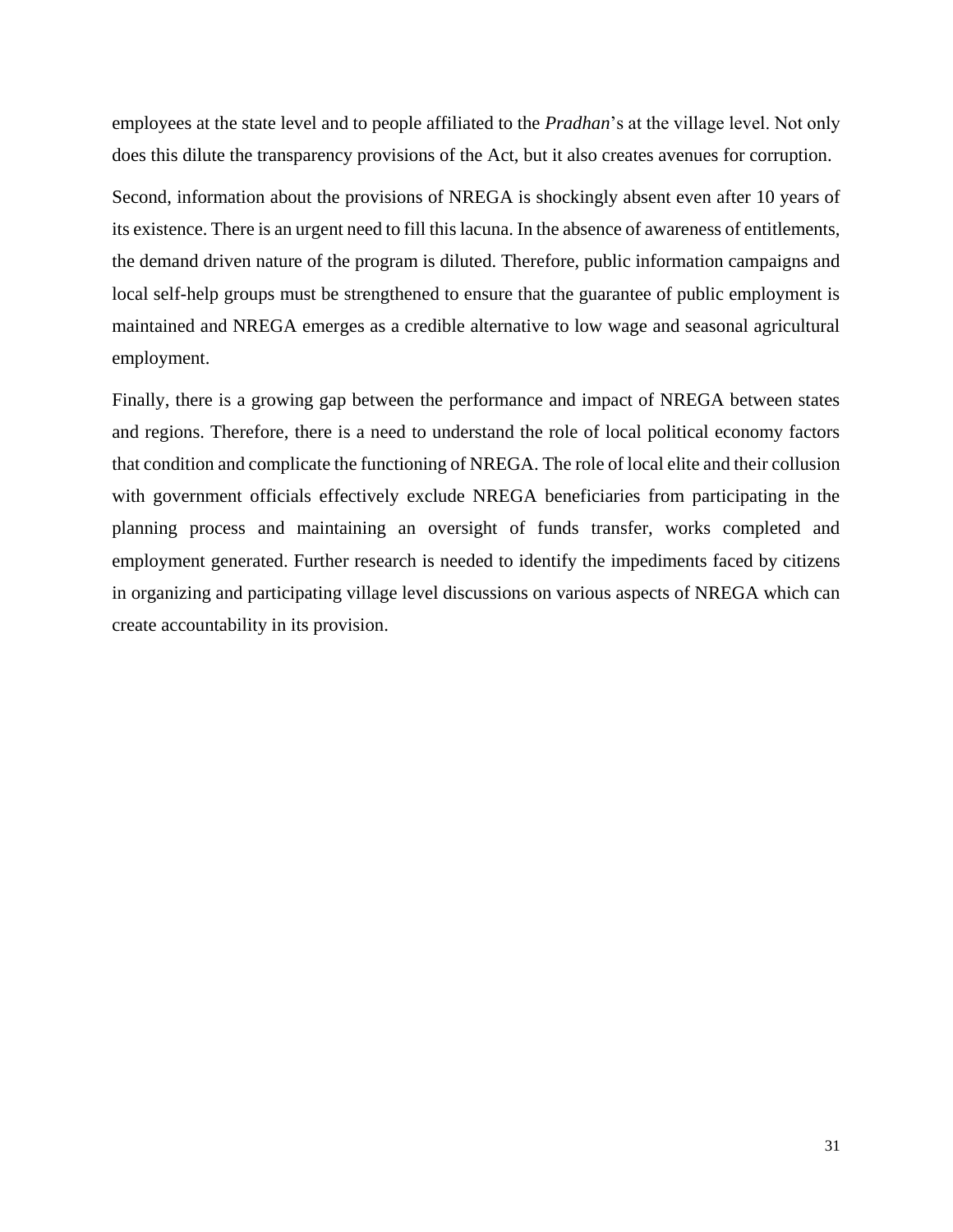employees at the state level and to people affiliated to the *Pradhan*'s at the village level. Not only does this dilute the transparency provisions of the Act, but it also creates avenues for corruption.

Second, information about the provisions of NREGA is shockingly absent even after 10 years of its existence. There is an urgent need to fill this lacuna. In the absence of awareness of entitlements, the demand driven nature of the program is diluted. Therefore, public information campaigns and local self-help groups must be strengthened to ensure that the guarantee of public employment is maintained and NREGA emerges as a credible alternative to low wage and seasonal agricultural employment.

Finally, there is a growing gap between the performance and impact of NREGA between states and regions. Therefore, there is a need to understand the role of local political economy factors that condition and complicate the functioning of NREGA. The role of local elite and their collusion with government officials effectively exclude NREGA beneficiaries from participating in the planning process and maintaining an oversight of funds transfer, works completed and employment generated. Further research is needed to identify the impediments faced by citizens in organizing and participating village level discussions on various aspects of NREGA which can create accountability in its provision.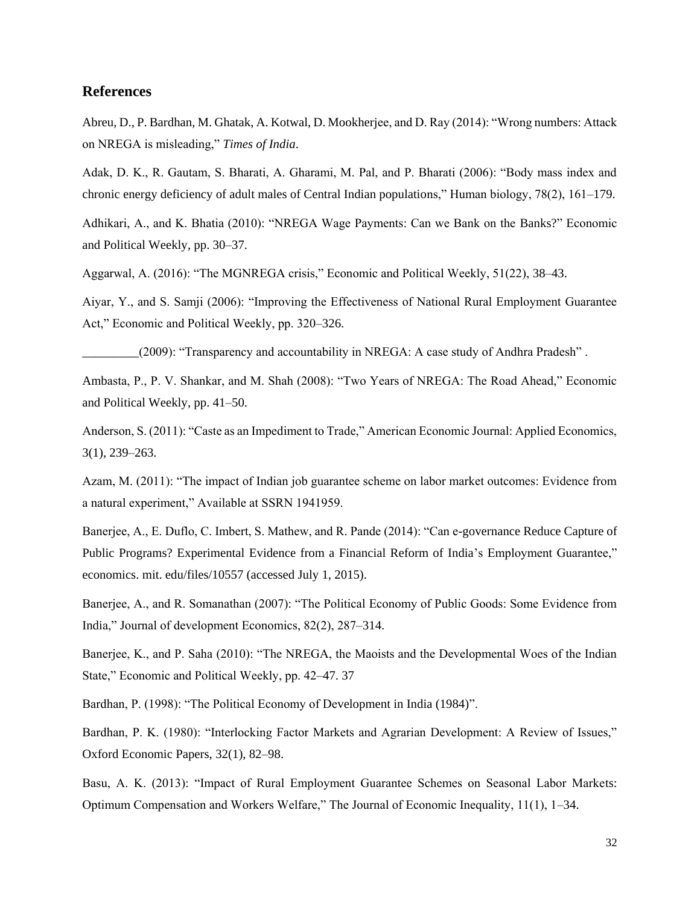## References

Abreu, D., P. Bardhan, M. Ghatak, A. Kotwal, D. Mookherjee, and D. Ray (2014): "Wrong numbers: Attack on NREGA is misleading," *Times of India*.

Adak, D. K., R. Gautam, S. Bharati, A. Gharami, M. Pal, and P. Bharati (2006): "Body mass index and chronic energy deficiency of adult males of Central Indian populations," Human biology, 78(2), 161–179.

Adhikari, A., and K. Bhatia (2010): "NREGA Wage Payments: Can we Bank on the Banks?" Economic and Political Weekly, pp. 30–37.

Aggarwal, A. (2016): "The MGNREGA crisis," Economic and Political Weekly, 51(22), 38–43.

Aiyar, Y., and S. Samji (2006): "Improving the Effectiveness of National Rural Employment Guarantee Act," Economic and Political Weekly, pp. 320–326.

_________(2009): "Transparency and accountability in NREGA: A case study of Andhra Pradesh" .

Ambasta, P., P. V. Shankar, and M. Shah (2008): "Two Years of NREGA: The Road Ahead," Economic and Political Weekly, pp. 41–50.

Anderson, S. (2011): "Caste as an Impediment to Trade," American Economic Journal: Applied Economics, 3(1), 239–263.

Azam, M. (2011): "The impact of Indian job guarantee scheme on labor market outcomes: Evidence from a natural experiment," Available at SSRN 1941959.

Banerjee, A., E. Duflo, C. Imbert, S. Mathew, and R. Pande (2014): "Can e-governance Reduce Capture of Public Programs? Experimental Evidence from a Financial Reform of India's Employment Guarantee," economics. mit. edu/files/10557 (accessed July 1, 2015).

Banerjee, A., and R. Somanathan (2007): "The Political Economy of Public Goods: Some Evidence from India," Journal of development Economics, 82(2), 287–314.

Banerjee, K., and P. Saha (2010): "The NREGA, the Maoists and the Developmental Woes of the Indian State," Economic and Political Weekly, pp. 42–47. 37

Bardhan, P. (1998): "The Political Economy of Development in India (1984)".

Bardhan, P. K. (1980): "Interlocking Factor Markets and Agrarian Development: A Review of Issues," Oxford Economic Papers, 32(1), 82–98.

Basu, A. K. (2013): "Impact of Rural Employment Guarantee Schemes on Seasonal Labor Markets: Optimum Compensation and Workers Welfare," The Journal of Economic Inequality, 11(1), 1–34.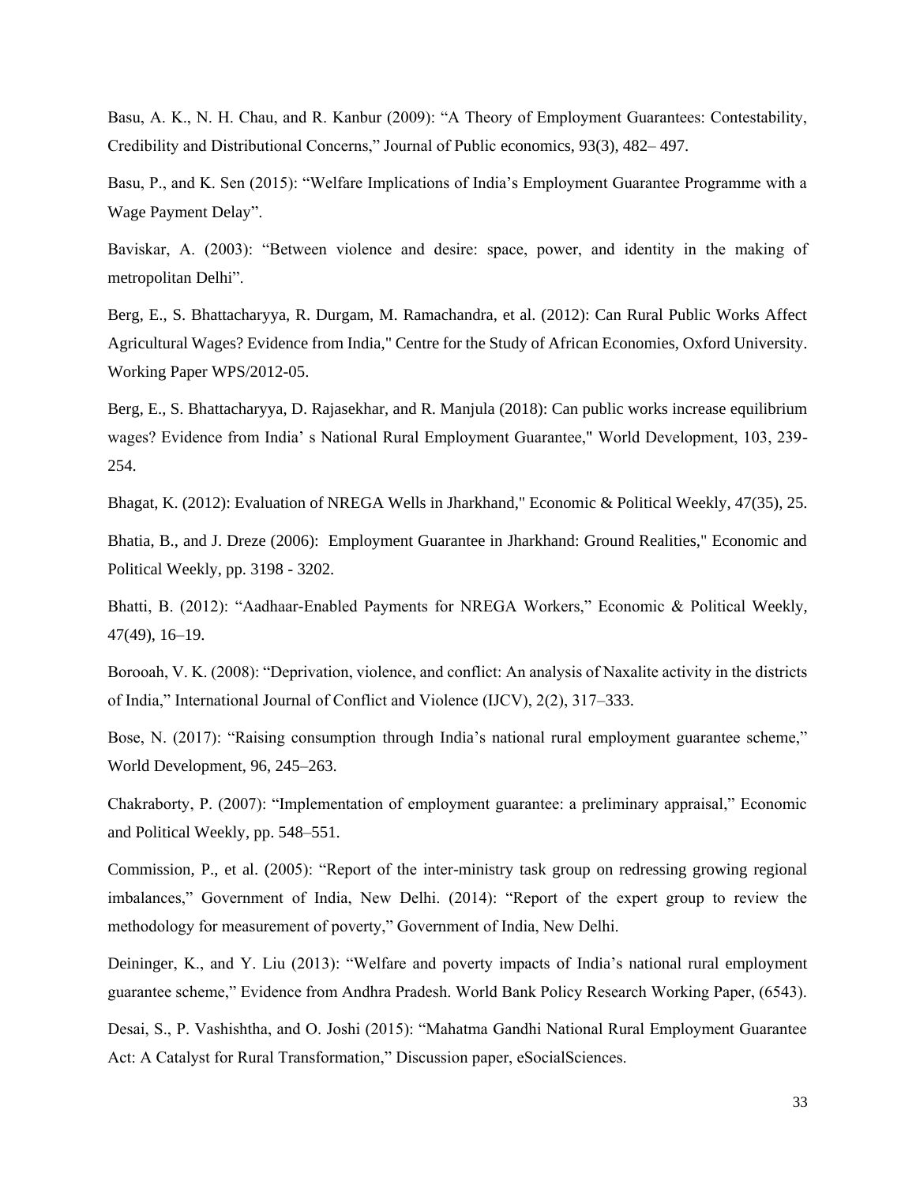Basu, A. K., N. H. Chau, and R. Kanbur (2009): "A Theory of Employment Guarantees: Contestability, Credibility and Distributional Concerns," Journal of Public economics, 93(3), 482– 497.

Basu, P., and K. Sen (2015): "Welfare Implications of India's Employment Guarantee Programme with a Wage Payment Delay".

Baviskar, A. (2003): "Between violence and desire: space, power, and identity in the making of metropolitan Delhi".

Berg, E., S. Bhattacharyya, R. Durgam, M. Ramachandra, et al. (2012): Can Rural Public Works Affect Agricultural Wages? Evidence from India," Centre for the Study of African Economies, Oxford University. Working Paper WPS/2012-05.

Berg, E., S. Bhattacharyya, D. Rajasekhar, and R. Manjula (2018): Can public works increase equilibrium wages? Evidence from India' s National Rural Employment Guarantee," World Development, 103, 239-254.

Bhagat, K. (2012): Evaluation of NREGA Wells in Jharkhand," Economic & Political Weekly, 47(35), 25.

Bhatia, B., and J. Dreze (2006): Employment Guarantee in Jharkhand: Ground Realities," Economic and Political Weekly, pp. 3198 - 3202.

Bhatti, B. (2012): "Aadhaar-Enabled Payments for NREGA Workers," Economic & Political Weekly, 47(49), 16–19.

Borooah, V. K. (2008): "Deprivation, violence, and conflict: An analysis of Naxalite activity in the districts of India," International Journal of Conflict and Violence (IJCV), 2(2), 317–333.

Bose, N. (2017): "Raising consumption through India's national rural employment guarantee scheme," World Development, 96, 245–263.

Chakraborty, P. (2007): "Implementation of employment guarantee: a preliminary appraisal," Economic and Political Weekly, pp. 548–551.

Commission, P., et al. (2005): "Report of the inter-ministry task group on redressing growing regional imbalances," Government of India, New Delhi. (2014): "Report of the expert group to review the methodology for measurement of poverty," Government of India, New Delhi.

Deininger, K., and Y. Liu (2013): "Welfare and poverty impacts of India's national rural employment guarantee scheme," Evidence from Andhra Pradesh. World Bank Policy Research Working Paper, (6543).

Desai, S., P. Vashishtha, and O. Joshi (2015): "Mahatma Gandhi National Rural Employment Guarantee Act: A Catalyst for Rural Transformation," Discussion paper, eSocialSciences.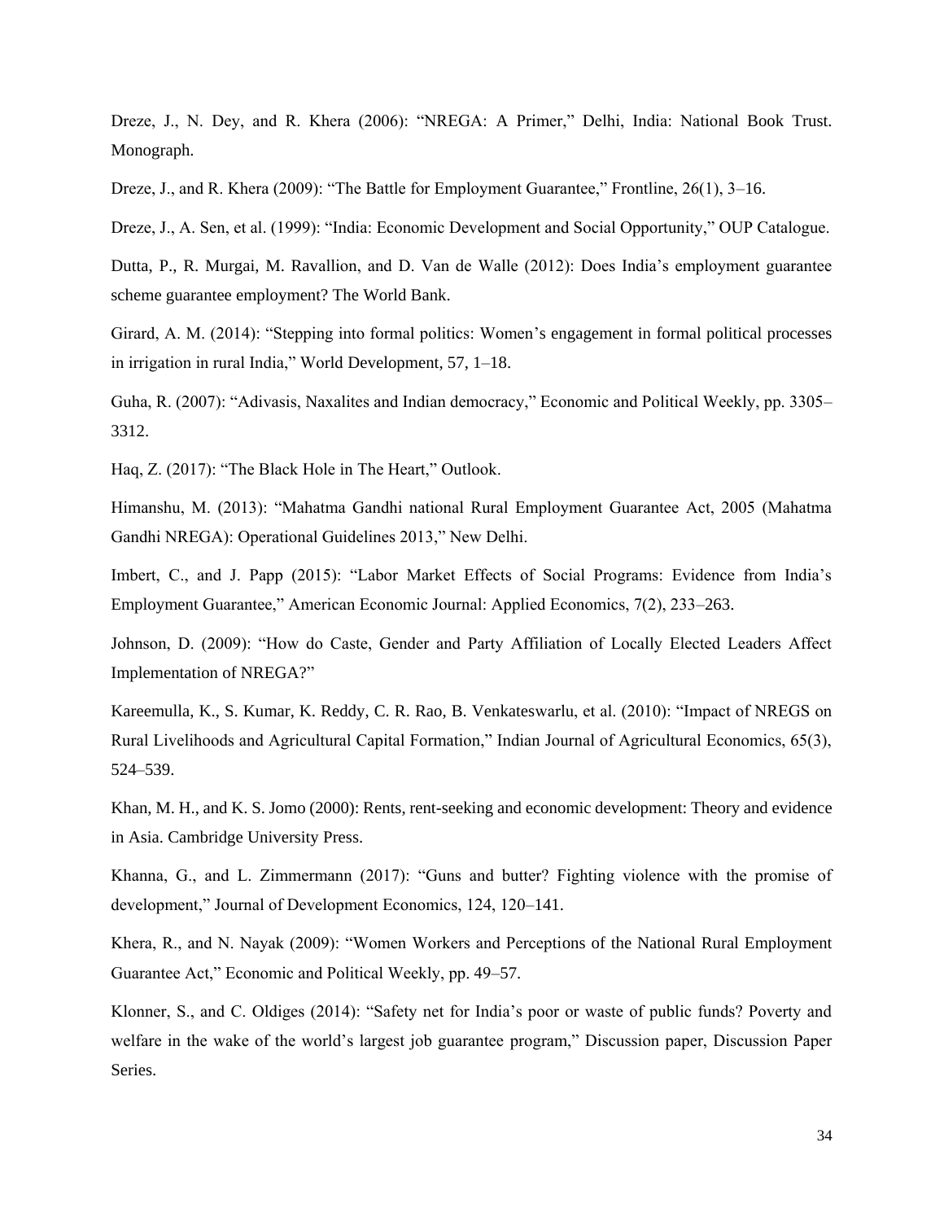Dreze, J., N. Dey, and R. Khera (2006): “NREGA: A Primer,” Delhi, India: National Book Trust. Monograph.

Dreze, J., and R. Khera (2009): “The Battle for Employment Guarantee,” Frontline, 26(1), 3–16.

Dreze, J., A. Sen, et al. (1999): “India: Economic Development and Social Opportunity,” OUP Catalogue.

Dutta, P., R. Murgai, M. Ravallion, and D. Van de Walle (2012): Does India’s employment guarantee scheme guarantee employment? The World Bank.

Girard, A. M. (2014): “Stepping into formal politics: Women’s engagement in formal political processes in irrigation in rural India,” World Development, 57, 1–18.

Guha, R. (2007): “Adivasis, Naxalites and Indian democracy,” Economic and Political Weekly, pp. 3305–3312.

Haq, Z. (2017): “The Black Hole in The Heart,” Outlook.

Himanshu, M. (2013): “Mahatma Gandhi national Rural Employment Guarantee Act, 2005 (Mahatma Gandhi NREGA): Operational Guidelines 2013,” New Delhi.

Imbert, C., and J. Papp (2015): “Labor Market Effects of Social Programs: Evidence from India’s Employment Guarantee,” American Economic Journal: Applied Economics, 7(2), 233–263.

Johnson, D. (2009): “How do Caste, Gender and Party Affiliation of Locally Elected Leaders Affect Implementation of NREGA?”

Kareemulla, K., S. Kumar, K. Reddy, C. R. Rao, B. Venkateswarlu, et al. (2010): “Impact of NREGS on Rural Livelihoods and Agricultural Capital Formation,” Indian Journal of Agricultural Economics, 65(3), 524–539.

Khan, M. H., and K. S. Jomo (2000): Rents, rent-seeking and economic development: Theory and evidence in Asia. Cambridge University Press.

Khanna, G., and L. Zimmermann (2017): “Guns and butter? Fighting violence with the promise of development,” Journal of Development Economics, 124, 120–141.

Khera, R., and N. Nayak (2009): “Women Workers and Perceptions of the National Rural Employment Guarantee Act,” Economic and Political Weekly, pp. 49–57.

Klonner, S., and C. Oldiges (2014): “Safety net for India’s poor or waste of public funds? Poverty and welfare in the wake of the world’s largest job guarantee program,” Discussion paper, Discussion Paper Series.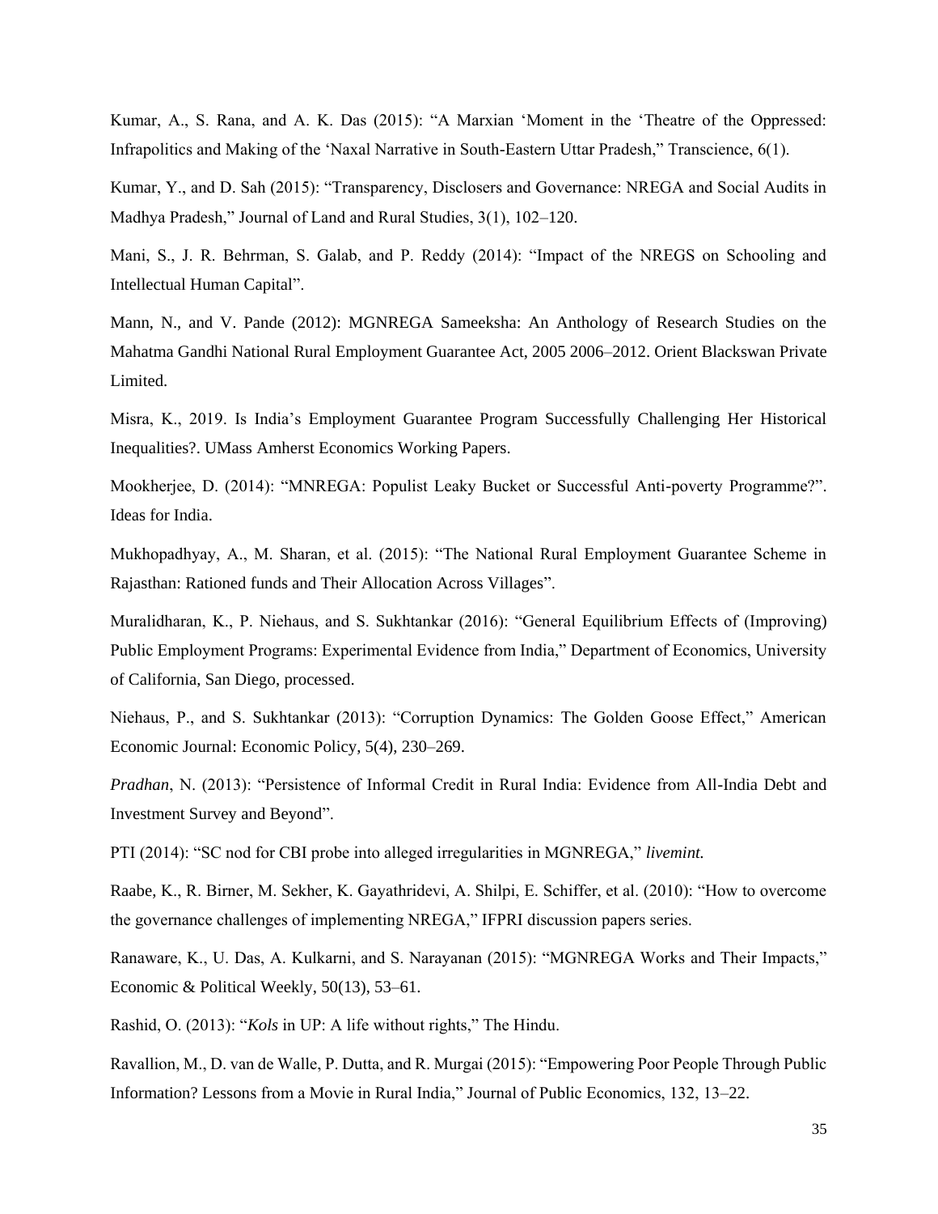Kumar, A., S. Rana, and A. K. Das (2015): "A Marxian 'Moment in the 'Theatre of the Oppressed: Infrapolitics and Making of the 'Naxal Narrative in South-Eastern Uttar Pradesh," Transcience, 6(1).

Kumar, Y., and D. Sah (2015): "Transparency, Disclosers and Governance: NREGA and Social Audits in Madhya Pradesh," Journal of Land and Rural Studies, 3(1), 102–120.

Mani, S., J. R. Behrman, S. Galab, and P. Reddy (2014): "Impact of the NREGS on Schooling and Intellectual Human Capital".

Mann, N., and V. Pande (2012): MGNREGA Sameeksha: An Anthology of Research Studies on the Mahatma Gandhi National Rural Employment Guarantee Act, 2005 2006–2012. Orient Blackswan Private Limited.

Misra, K., 2019. Is India's Employment Guarantee Program Successfully Challenging Her Historical Inequalities?. UMass Amherst Economics Working Papers.

Mookherjee, D. (2014): "MNREGA: Populist Leaky Bucket or Successful Anti-poverty Programme?". Ideas for India.

Mukhopadhyay, A., M. Sharan, et al. (2015): "The National Rural Employment Guarantee Scheme in Rajasthan: Rationed funds and Their Allocation Across Villages".

Muralidharan, K., P. Niehaus, and S. Sukhtankar (2016): "General Equilibrium Effects of (Improving) Public Employment Programs: Experimental Evidence from India," Department of Economics, University of California, San Diego, processed.

Niehaus, P., and S. Sukhtankar (2013): "Corruption Dynamics: The Golden Goose Effect," American Economic Journal: Economic Policy, 5(4), 230–269.

*Pradhan*, N. (2013): "Persistence of Informal Credit in Rural India: Evidence from All-India Debt and Investment Survey and Beyond".

PTI (2014): "SC nod for CBI probe into alleged irregularities in MGNREGA," *livemint.*

Raabe, K., R. Birner, M. Sekher, K. Gayathridevi, A. Shilpi, E. Schiffer, et al. (2010): "How to overcome the governance challenges of implementing NREGA," IFPRI discussion papers series.

Ranaware, K., U. Das, A. Kulkarni, and S. Narayanan (2015): "MGNREGA Works and Their Impacts," Economic & Political Weekly, 50(13), 53–61.

Rashid, O. (2013): "*Kols* in UP: A life without rights," The Hindu.

Ravallion, M., D. van de Walle, P. Dutta, and R. Murgai (2015): "Empowering Poor People Through Public Information? Lessons from a Movie in Rural India," Journal of Public Economics, 132, 13–22.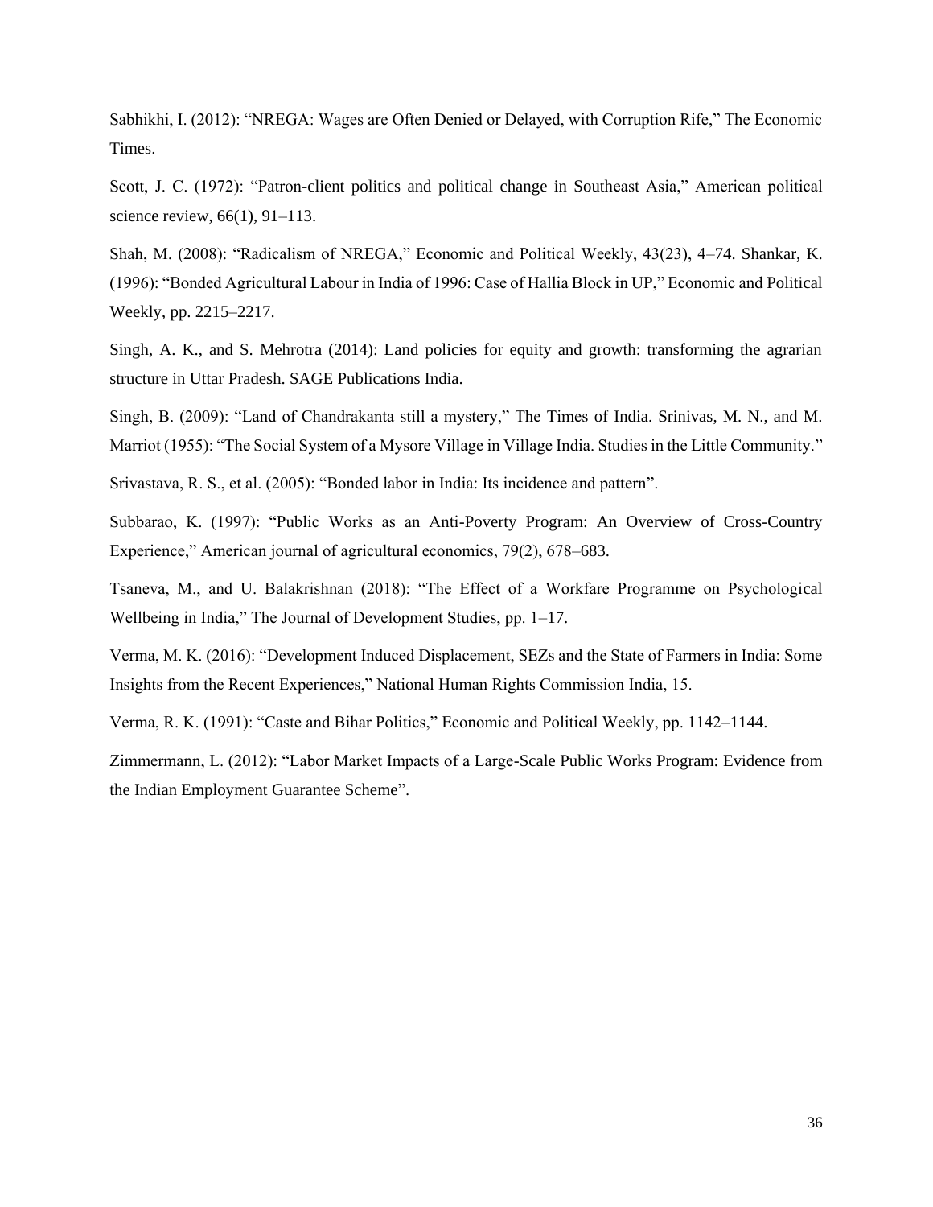Sabhikhi, I. (2012): "NREGA: Wages are Often Denied or Delayed, with Corruption Rife," The Economic Times.

Scott, J. C. (1972): "Patron-client politics and political change in Southeast Asia," American political science review, 66(1), 91–113.

Shah, M. (2008): "Radicalism of NREGA," Economic and Political Weekly, 43(23), 4–74. Shankar, K. (1996): "Bonded Agricultural Labour in India of 1996: Case of Hallia Block in UP," Economic and Political Weekly, pp. 2215–2217.

Singh, A. K., and S. Mehrotra (2014): Land policies for equity and growth: transforming the agrarian structure in Uttar Pradesh. SAGE Publications India.

Singh, B. (2009): "Land of Chandrakanta still a mystery," The Times of India. Srinivas, M. N., and M. Marriot (1955): "The Social System of a Mysore Village in Village India. Studies in the Little Community."

Srivastava, R. S., et al. (2005): "Bonded labor in India: Its incidence and pattern".

Subbarao, K. (1997): "Public Works as an Anti-Poverty Program: An Overview of Cross-Country Experience," American journal of agricultural economics, 79(2), 678–683.

Tsaneva, M., and U. Balakrishnan (2018): "The Effect of a Workfare Programme on Psychological Wellbeing in India," The Journal of Development Studies, pp. 1–17.

Verma, M. K. (2016): "Development Induced Displacement, SEZs and the State of Farmers in India: Some Insights from the Recent Experiences," National Human Rights Commission India, 15.

Verma, R. K. (1991): "Caste and Bihar Politics," Economic and Political Weekly, pp. 1142–1144.

Zimmermann, L. (2012): "Labor Market Impacts of a Large-Scale Public Works Program: Evidence from the Indian Employment Guarantee Scheme".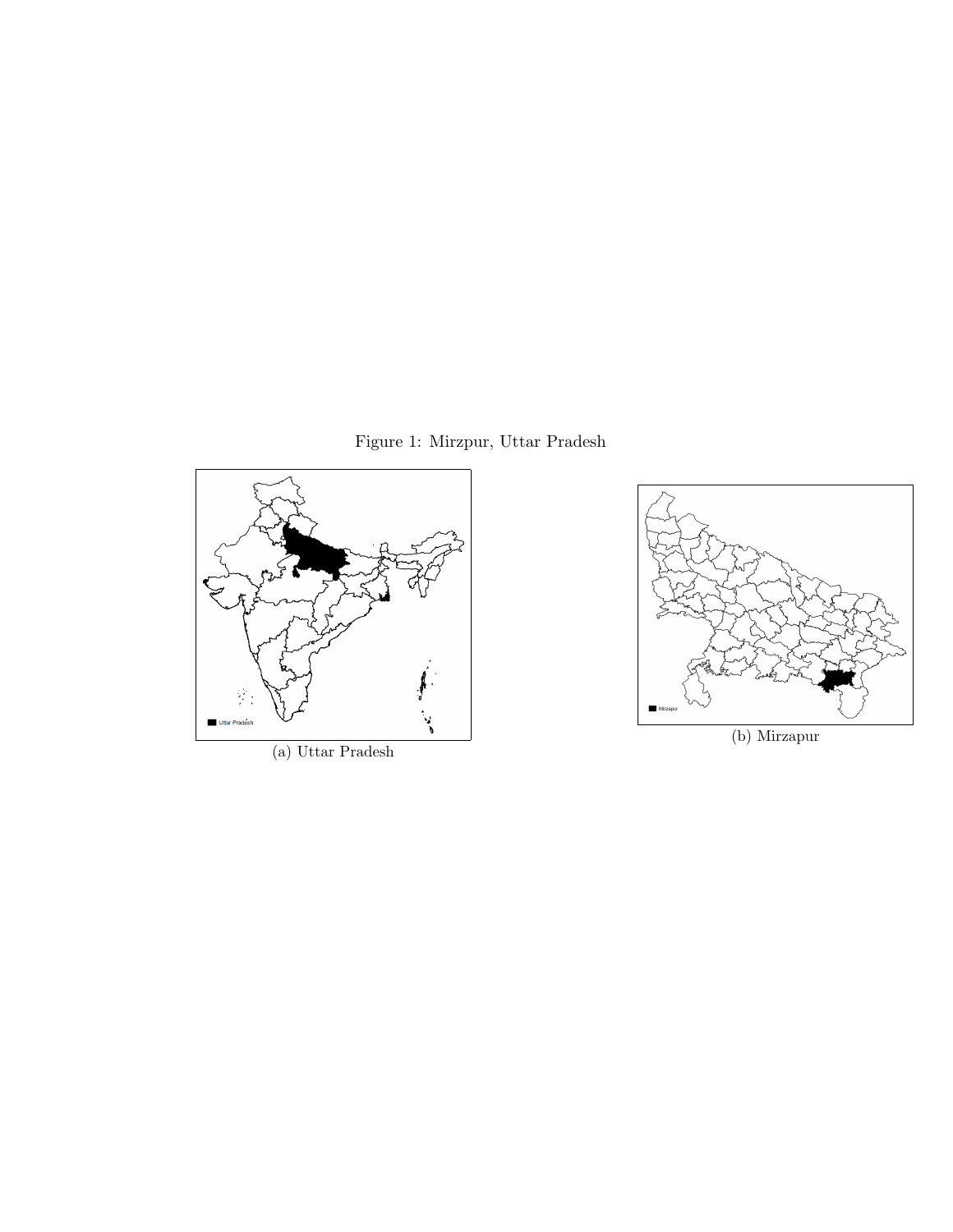Figure 1: Mirzpur, Uttar Pradesh

Uttar Pradesh

(a) Uttar Pradesh

Mirzapur

(b) Mirzapur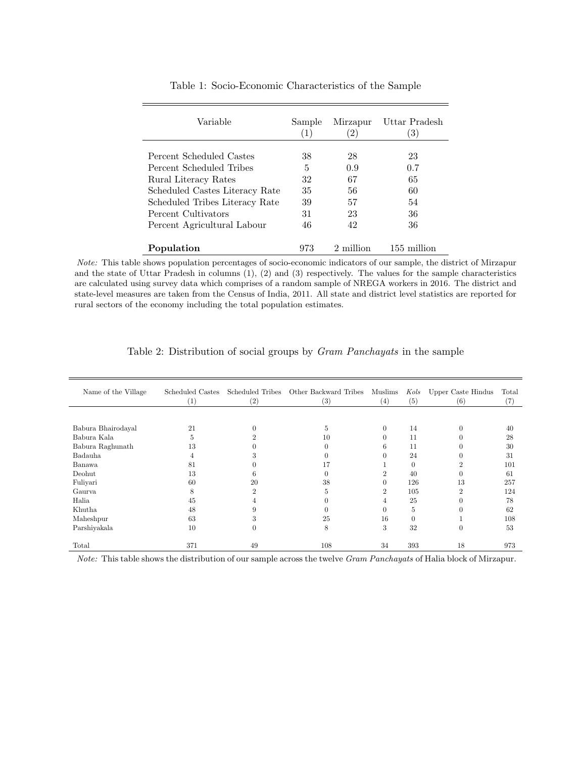Table 1: Socio-Economic Characteristics of the Sample

| Variable | Sample (1) | Mirzapur (2) | Uttar Pradesh (3) |
|---|---|---|---|
| Percent Scheduled Castes | 38 | 28 | 23 |
| Percent Scheduled Tribes | 5 | 0.9 | 0.7 |
| Rural Literacy Rates | 32 | 67 | 65 |
| Scheduled Castes Literacy Rate | 35 | 56 | 60 |
| Scheduled Tribes Literacy Rate | 39 | 57 | 54 |
| Percent Cultivators | 31 | 23 | 36 |
| Percent Agricultural Labour | 46 | 42 | 36 |
| **Population** | 973 | 2 million | 155 million |

*Note:* This table shows population percentages of socio-economic indicators of our sample, the district of Mirzapur and the state of Uttar Pradesh in columns (1), (2) and (3) respectively. The values for the sample characteristics are calculated using survey data which comprises of a random sample of NREGA workers in 2016. The district and state-level measures are taken from the Census of India, 2011. All state and district level statistics are reported for rural sectors of the economy including the total population estimates.

Table 2: Distribution of social groups by *Gram Panchayats* in the sample

| Name of the Village | Scheduled Castes (1) | Scheduled Tribes (2) | Other Backward Tribes (3) | Muslims (4) | *Kols* (5) | Upper Caste Hindus (6) | Total (7) |
|---|---|---|---|---|---|---|---|
| Babura Bhairodayal | 21 | 0 | 5 | 0 | 14 | 0 | 40 |
| Babura Kala | 5 | 2 | 10 | 0 | 11 | 0 | 28 |
| Babura Raghunath | 13 | 0 | 0 | 6 | 11 | 0 | 30 |
| Badauha | 4 | 3 | 0 | 0 | 24 | 0 | 31 |
| Banawa | 81 | 0 | 17 | 1 | 0 | 2 | 101 |
| Deohut | 13 | 6 | 0 | 2 | 40 | 0 | 61 |
| Fuliyari | 60 | 20 | 38 | 0 | 126 | 13 | 257 |
| Gaurva | 8 | 2 | 5 | 2 | 105 | 2 | 124 |
| Halia | 45 | 4 | 0 | 4 | 25 | 0 | 78 |
| Khutha | 48 | 9 | 0 | 0 | 5 | 0 | 62 |
| Maheshpur | 63 | 3 | 25 | 16 | 0 | 1 | 108 |
| Parshiyakala | 10 | 0 | 8 | 3 | 32 | 0 | 53 |
| Total | 371 | 49 | 108 | 34 | 393 | 18 | 973 |

*Note:* This table shows the distribution of our sample across the twelve *Gram Panchayats* of Halia block of Mirzapur.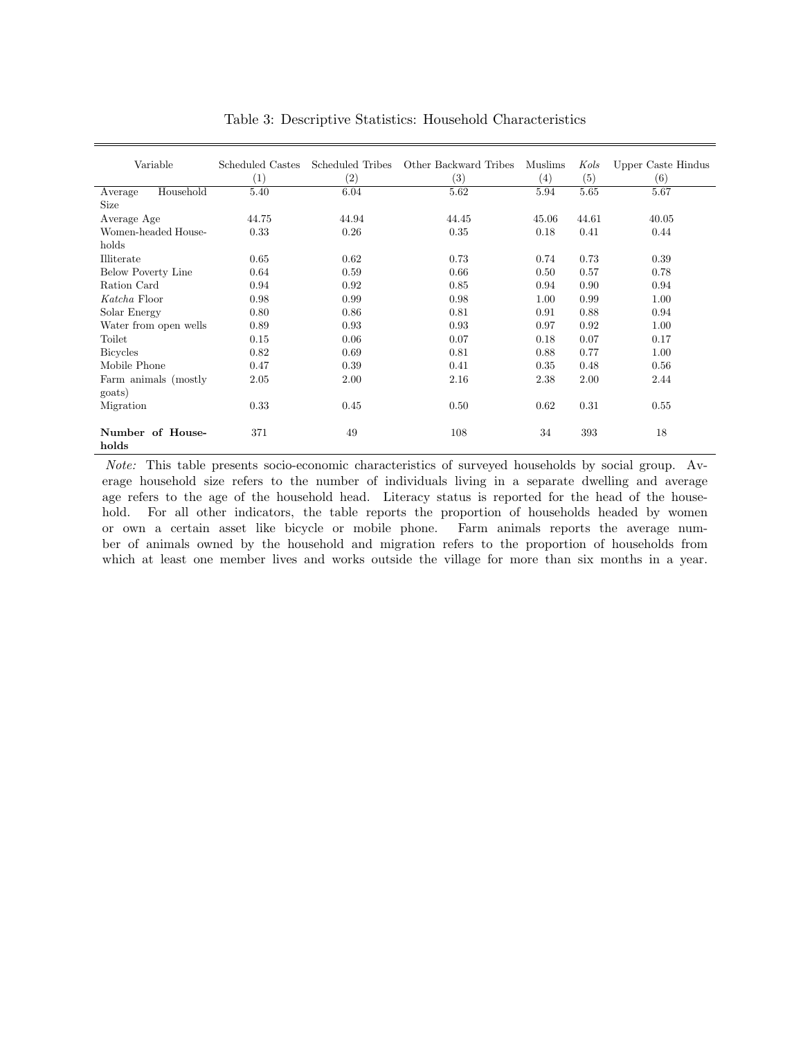Table 3: Descriptive Statistics: Household Characteristics

| Variable | Scheduled Castes (1) | Scheduled Tribes (2) | Other Backward Tribes (3) | Muslims (4) | *Kols* (5) | Upper Caste Hindus (6) |
|---|---|---|---|---|---|---|
| Average Household Size | 5.40 | 6.04 | 5.62 | 5.94 | 5.65 | 5.67 |
| Average Age | 44.75 | 44.94 | 44.45 | 45.06 | 44.61 | 40.05 |
| Women-headed Households | 0.33 | 0.26 | 0.35 | 0.18 | 0.41 | 0.44 |
| Illiterate | 0.65 | 0.62 | 0.73 | 0.74 | 0.73 | 0.39 |
| Below Poverty Line | 0.64 | 0.59 | 0.66 | 0.50 | 0.57 | 0.78 |
| Ration Card | 0.94 | 0.92 | 0.85 | 0.94 | 0.90 | 0.94 |
| *Katcha* Floor | 0.98 | 0.99 | 0.98 | 1.00 | 0.99 | 1.00 |
| Solar Energy | 0.80 | 0.86 | 0.81 | 0.91 | 0.88 | 0.94 |
| Water from open wells | 0.89 | 0.93 | 0.93 | 0.97 | 0.92 | 1.00 |
| Toilet | 0.15 | 0.06 | 0.07 | 0.18 | 0.07 | 0.17 |
| Bicycles | 0.82 | 0.69 | 0.81 | 0.88 | 0.77 | 1.00 |
| Mobile Phone | 0.47 | 0.39 | 0.41 | 0.35 | 0.48 | 0.56 |
| Farm animals (mostly goats) | 2.05 | 2.00 | 2.16 | 2.38 | 2.00 | 2.44 |
| Migration | 0.33 | 0.45 | 0.50 | 0.62 | 0.31 | 0.55 |
| **Number of Households** | 371 | 49 | 108 | 34 | 393 | 18 |

*Note:* This table presents socio-economic characteristics of surveyed households by social group. Average household size refers to the number of individuals living in a separate dwelling and average age refers to the age of the household head. Literacy status is reported for the head of the household. For all other indicators, the table reports the proportion of households headed by women or own a certain asset like bicycle or mobile phone. Farm animals reports the average number of animals owned by the household and migration refers to the proportion of households from which at least one member lives and works outside the village for more than six months in a year.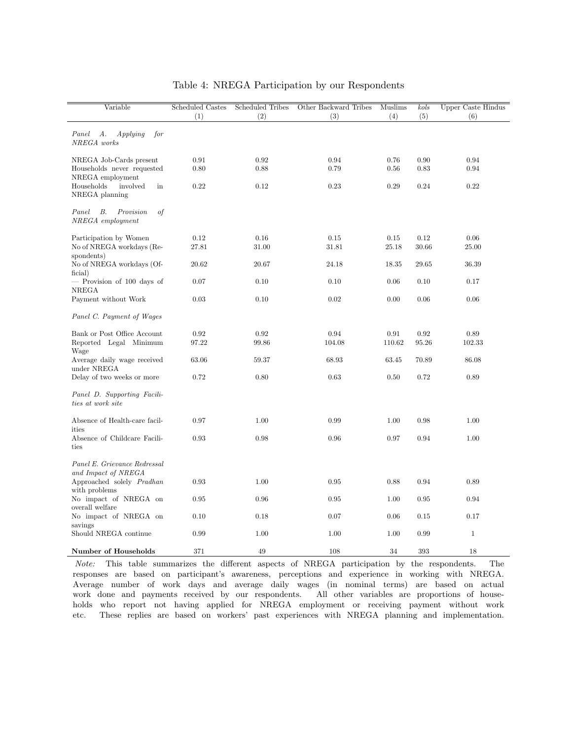# Table 4: NREGA Participation by our Respondents

| Variable | Scheduled Castes (1) | Scheduled Tribes (2) | Other Backward Tribes (3) | Muslims (4) | *kols* (5) | Upper Caste Hindus (6) |
|---|---|---|---|---|---|---|
| *Panel A. Applying for NREGA works* | | | | | | |
| NREGA Job-Cards present | 0.91 | 0.92 | 0.94 | 0.76 | 0.90 | 0.94 |
| Households never requested NREGA employment | 0.80 | 0.88 | 0.79 | 0.56 | 0.83 | 0.94 |
| Households involved in NREGA planning | 0.22 | 0.12 | 0.23 | 0.29 | 0.24 | 0.22 |
| *Panel B. Provision of NREGA employment* | | | | | | |
| Participation by Women | 0.12 | 0.16 | 0.15 | 0.15 | 0.12 | 0.06 |
| No of NREGA workdays (Respondents) | 27.81 | 31.00 | 31.81 | 25.18 | 30.66 | 25.00 |
| No of NREGA workdays (Official) | 20.62 | 20.67 | 24.18 | 18.35 | 29.65 | 36.39 |
| — Provision of 100 days of NREGA | 0.07 | 0.10 | 0.10 | 0.06 | 0.10 | 0.17 |
| Payment without Work | 0.03 | 0.10 | 0.02 | 0.00 | 0.06 | 0.06 |
| *Panel C. Payment of Wages* | | | | | | |
| Bank or Post Office Account | 0.92 | 0.92 | 0.94 | 0.91 | 0.92 | 0.89 |
| Reported Legal Minimum Wage | 97.22 | 99.86 | 104.08 | 110.62 | 95.26 | 102.33 |
| Average daily wage received under NREGA | 63.06 | 59.37 | 68.93 | 63.45 | 70.89 | 86.08 |
| Delay of two weeks or more | 0.72 | 0.80 | 0.63 | 0.50 | 0.72 | 0.89 |
| *Panel D. Supporting Facilities at work site* | | | | | | |
| Absence of Health-care facilities | 0.97 | 1.00 | 0.99 | 1.00 | 0.98 | 1.00 |
| Absence of Childcare Facilities | 0.93 | 0.98 | 0.96 | 0.97 | 0.94 | 1.00 |
| *Panel E. Grievance Redressal and Impact of NREGA* | | | | | | |
| Approached solely *Pradhan* with problems | 0.93 | 1.00 | 0.95 | 0.88 | 0.94 | 0.89 |
| No impact of NREGA on overall welfare | 0.95 | 0.96 | 0.95 | 1.00 | 0.95 | 0.94 |
| No impact of NREGA on savings | 0.10 | 0.18 | 0.07 | 0.06 | 0.15 | 0.17 |
| Should NREGA continue | 0.99 | 1.00 | 1.00 | 1.00 | 0.99 | 1 |
| **Number of Households** | 371 | 49 | 108 | 34 | 393 | 18 |

*Note:* This table summarizes the different aspects of NREGA participation by the respondents. The responses are based on participant's awareness, perceptions and experience in working with NREGA. Average number of work days and average daily wages (in nominal terms) are based on actual work done and payments received by our respondents. All other variables are proportions of households who report not having applied for NREGA employment or receiving payment without work etc. These replies are based on workers' past experiences with NREGA planning and implementation.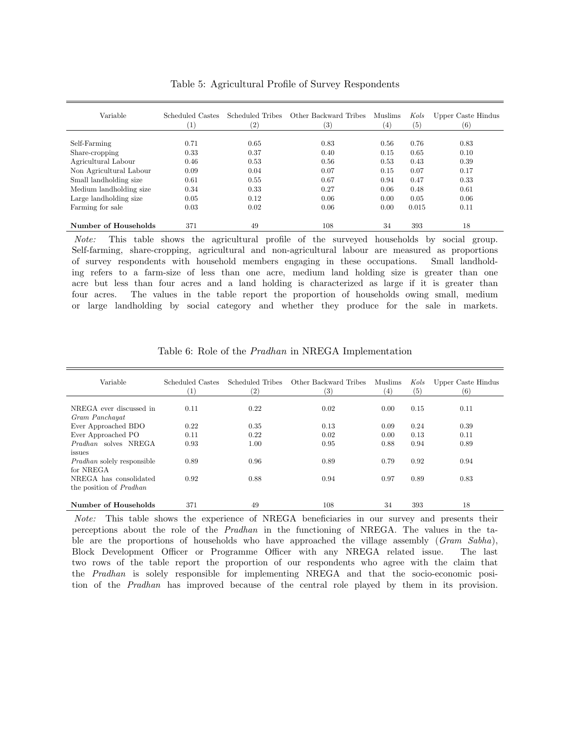Table 5: Agricultural Profile of Survey Respondents

| Variable | Scheduled Castes (1) | Scheduled Tribes (2) | Other Backward Tribes (3) | Muslims (4) | *Kols* (5) | Upper Caste Hindus (6) |
|---|---|---|---|---|---|---|
| Self-Farming | 0.71 | 0.65 | 0.83 | 0.56 | 0.76 | 0.83 |
| Share-cropping | 0.33 | 0.37 | 0.40 | 0.15 | 0.65 | 0.10 |
| Agricultural Labour | 0.46 | 0.53 | 0.56 | 0.53 | 0.43 | 0.39 |
| Non Agricultural Labour | 0.09 | 0.04 | 0.07 | 0.15 | 0.07 | 0.17 |
| Small landholding size | 0.61 | 0.55 | 0.67 | 0.94 | 0.47 | 0.33 |
| Medium landholding size | 0.34 | 0.33 | 0.27 | 0.06 | 0.48 | 0.61 |
| Large landholding size | 0.05 | 0.12 | 0.06 | 0.00 | 0.05 | 0.06 |
| Farming for sale | 0.03 | 0.02 | 0.06 | 0.00 | 0.015 | 0.11 |
| **Number of Households** | 371 | 49 | 108 | 34 | 393 | 18 |

*Note:* This table shows the agricultural profile of the surveyed households by social group. Self-farming, share-cropping, agricultural and non-agricultural labour are measured as proportions of survey respondents with household members engaging in these occupations. Small landholding refers to a farm-size of less than one acre, medium land holding size is greater than one acre but less than four acres and a land holding is characterized as large if it is greater than four acres. The values in the table report the proportion of households owing small, medium or large landholding by social category and whether they produce for the sale in markets.

Table 6: Role of the *Pradhan* in NREGA Implementation

| Variable | Scheduled Castes (1) | Scheduled Tribes (2) | Other Backward Tribes (3) | Muslims (4) | *Kols* (5) | Upper Caste Hindus (6) |
|---|---|---|---|---|---|---|
| NREGA ever discussed in *Gram Panchayat* | 0.11 | 0.22 | 0.02 | 0.00 | 0.15 | 0.11 |
| Ever Approached BDO | 0.22 | 0.35 | 0.13 | 0.09 | 0.24 | 0.39 |
| Ever Approached PO | 0.11 | 0.22 | 0.02 | 0.00 | 0.13 | 0.11 |
| *Pradhan* solves NREGA issues | 0.93 | 1.00 | 0.95 | 0.88 | 0.94 | 0.89 |
| *Pradhan* solely responsible for NREGA | 0.89 | 0.96 | 0.89 | 0.79 | 0.92 | 0.94 |
| NREGA has consolidated the position of *Pradhan* | 0.92 | 0.88 | 0.94 | 0.97 | 0.89 | 0.83 |
| **Number of Households** | 371 | 49 | 108 | 34 | 393 | 18 |

*Note:* This table shows the experience of NREGA beneficiaries in our survey and presents their perceptions about the role of the *Pradhan* in the functioning of NREGA. The values in the table are the proportions of households who have approached the village assembly (*Gram Sabha*), Block Development Officer or Programme Officer with any NREGA related issue. The last two rows of the table report the proportion of our respondents who agree with the claim that the *Pradhan* is solely responsible for implementing NREGA and that the socio-economic position of the *Pradhan* has improved because of the central role played by them in its provision.